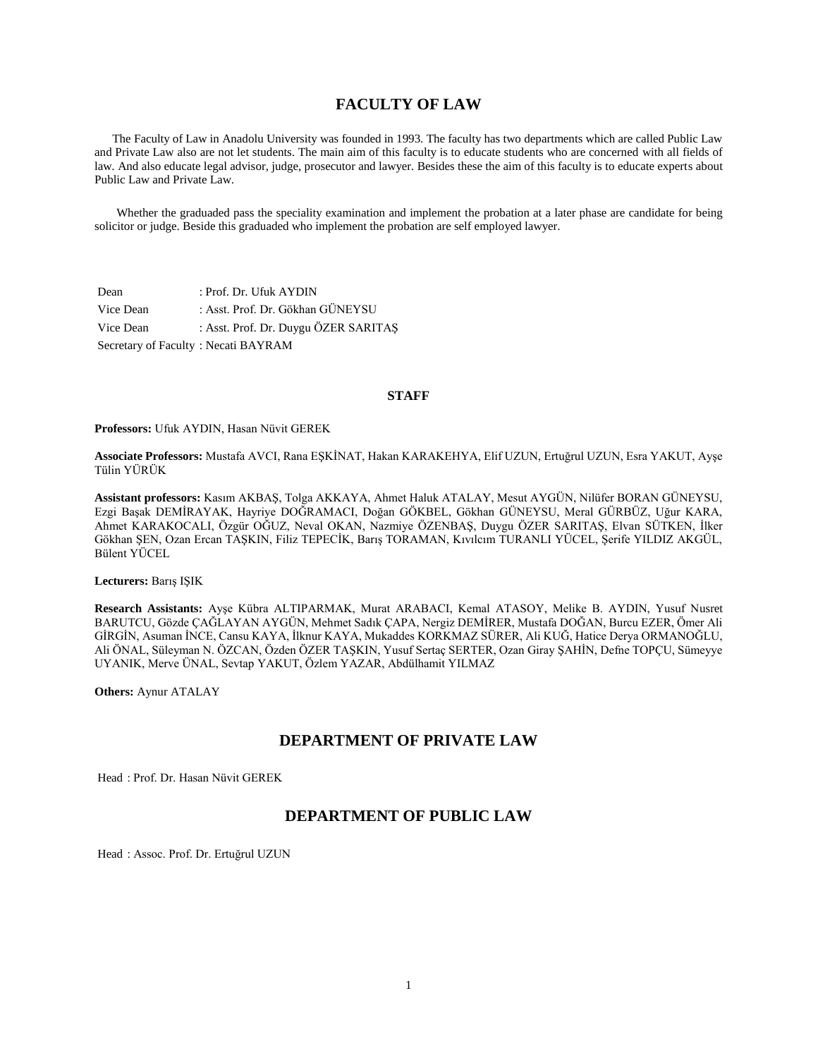# FACULTY OF LAW

The Faculty of Law in Anadolu University was founded in 1993. The faculty has two departments which are called Public Law and Private Law also are not let students. The main aim of this faculty is to educate students who are concerned with all fields of law. And also educate legal advisor, judge, prosecutor and lawyer. Besides these the aim of this faculty is to educate experts about Public Law and Private Law.

Whether the graduaded pass the speciality examination and implement the probation at a later phase are candidate for being solicitor or judge. Beside this graduaded who implement the probation are self employed lawyer.

Dean : Prof. Dr. Ufuk AYDIN
Vice Dean : Asst. Prof. Dr. Gökhan GÜNEYSU
Vice Dean : Asst. Prof. Dr. Duygu ÖZER SARITAŞ
Secretary of Faculty : Necati BAYRAM

### STAFF

**Professors:** Ufuk AYDIN, Hasan Nüvit GEREK

**Associate Professors:** Mustafa AVCI, Rana EŞKİNAT, Hakan KARAKEHYA, Elif UZUN, Ertuğrul UZUN, Esra YAKUT, Ayşe Tülin YÜRÜK

**Assistant professors:** Kasım AKBAŞ, Tolga AKKAYA, Ahmet Haluk ATALAY, Mesut AYGÜN, Nilüfer BORAN GÜNEYSU, Ezgi Başak DEMİRAYAK, Hayriye DOĞRAMACI, Doğan GÖKBEL, Gökhan GÜNEYSU, Meral GÜRBÜZ, Uğur KARA, Ahmet KARAKOCALI, Özgür OĞUZ, Neval OKAN, Nazmiye ÖZENBAŞ, Duygu ÖZER SARITAŞ, Elvan SÜTKEN, İlker Gökhan ŞEN, Ozan Ercan TAŞKIN, Filiz TEPECİK, Barış TORAMAN, Kıvılcım TURANLI YÜCEL, Şerife YILDIZ AKGÜL, Bülent YÜCEL

**Lecturers:** Barış IŞIK

**Research Assistants:** Ayşe Kübra ALTIPARMAK, Murat ARABACI, Kemal ATASOY, Melike B. AYDIN, Yusuf Nusret BARUTCU, Gözde ÇAĞLAYAN AYGÜN, Mehmet Sadık ÇAPA, Nergiz DEMİRER, Mustafa DOĞAN, Burcu EZER, Ömer Ali GİRGİN, Asuman İNCE, Cansu KAYA, İlknur KAYA, Mukaddes KORKMAZ SÜRER, Ali KUĞ, Hatice Derya ORMANOĞLU, Ali ÖNAL, Süleyman N. ÖZCAN, Özden ÖZER TAŞKIN, Yusuf Sertaç SERTER, Ozan Giray ŞAHİN, Defne TOPÇU, Sümeyye UYANIK, Merve ÜNAL, Sevtap YAKUT, Özlem YAZAR, Abdülhamit YILMAZ

**Others:** Aynur ATALAY

## DEPARTMENT OF PRIVATE LAW

Head : Prof. Dr. Hasan Nüvit GEREK

## DEPARTMENT OF PUBLIC LAW

Head : Assoc. Prof. Dr. Ertuğrul UZUN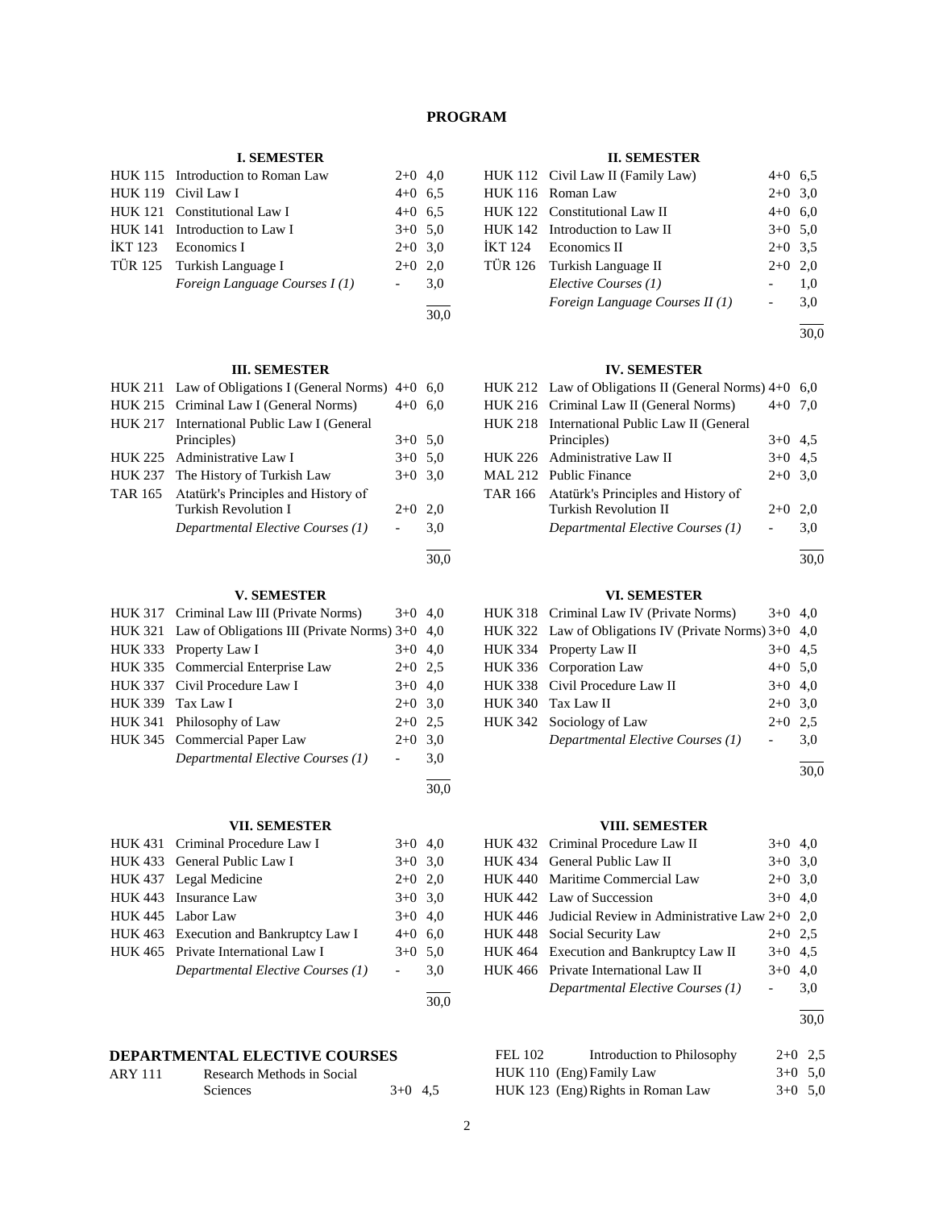# PROGRAM

### I. SEMESTER

| Code | Course | Hours | ECTS |
|---|---|---|---|
| HUK 115 | Introduction to Roman Law | 2+0 | 4,0 |
| HUK 119 | Civil Law I | 4+0 | 6,5 |
| HUK 121 | Constitutional Law I | 4+0 | 6,5 |
| HUK 141 | Introduction to Law I | 3+0 | 5,0 |
| İKT 123 | Economics I | 2+0 | 3,0 |
| TÜR 125 | Turkish Language I | 2+0 | 2,0 |
| | *Foreign Language Courses I (1)* | - | 3,0 |
| | | | 30,0 |

### II. SEMESTER

| Code | Course | Hours | ECTS |
|---|---|---|---|
| HUK 112 | Civil Law II (Family Law) | 4+0 | 6,5 |
| HUK 116 | Roman Law | 2+0 | 3,0 |
| HUK 122 | Constitutional Law II | 4+0 | 6,0 |
| HUK 142 | Introduction to Law II | 3+0 | 5,0 |
| İKT 124 | Economics II | 2+0 | 3,5 |
| TÜR 126 | Turkish Language II | 2+0 | 2,0 |
| | *Elective Courses (1)* | - | 1,0 |
| | *Foreign Language Courses II (1)* | - | 3,0 |
| | | | 30,0 |

### III. SEMESTER

| Code | Course | Hours | ECTS |
|---|---|---|---|
| HUK 211 | Law of Obligations I (General Norms) | 4+0 | 6,0 |
| HUK 215 | Criminal Law I (General Norms) | 4+0 | 6,0 |
| HUK 217 | International Public Law I (General Principles) | 3+0 | 5,0 |
| HUK 225 | Administrative Law I | 3+0 | 5,0 |
| HUK 237 | The History of Turkish Law | 3+0 | 3,0 |
| TAR 165 | Atatürk's Principles and History of Turkish Revolution I | 2+0 | 2,0 |
| | *Departmental Elective Courses (1)* | - | 3,0 |
| | | | 30,0 |

### IV. SEMESTER

| Code | Course | Hours | ECTS |
|---|---|---|---|
| HUK 212 | Law of Obligations II (General Norms) | 4+0 | 6,0 |
| HUK 216 | Criminal Law II (General Norms) | 4+0 | 7,0 |
| HUK 218 | International Public Law II (General Principles) | 3+0 | 4,5 |
| HUK 226 | Administrative Law II | 3+0 | 4,5 |
| MAL 212 | Public Finance | 2+0 | 3,0 |
| TAR 166 | Atatürk's Principles and History of Turkish Revolution II | 2+0 | 2,0 |
| | *Departmental Elective Courses (1)* | - | 3,0 |
| | | | 30,0 |

### V. SEMESTER

| Code | Course | Hours | ECTS |
|---|---|---|---|
| HUK 317 | Criminal Law III (Private Norms) | 3+0 | 4,0 |
| HUK 321 | Law of Obligations III (Private Norms) | 3+0 | 4,0 |
| HUK 333 | Property Law I | 3+0 | 4,0 |
| HUK 335 | Commercial Enterprise Law | 2+0 | 2,5 |
| HUK 337 | Civil Procedure Law I | 3+0 | 4,0 |
| HUK 339 | Tax Law I | 2+0 | 3,0 |
| HUK 341 | Philosophy of Law | 2+0 | 2,5 |
| HUK 345 | Commercial Paper Law | 2+0 | 3,0 |
| | *Departmental Elective Courses (1)* | - | 3,0 |
| | | | 30,0 |

### VI. SEMESTER

| Code | Course | Hours | ECTS |
|---|---|---|---|
| HUK 318 | Criminal Law IV (Private Norms) | 3+0 | 4,0 |
| HUK 322 | Law of Obligations IV (Private Norms) | 3+0 | 4,0 |
| HUK 334 | Property Law II | 3+0 | 4,5 |
| HUK 336 | Corporation Law | 4+0 | 5,0 |
| HUK 338 | Civil Procedure Law II | 3+0 | 4,0 |
| HUK 340 | Tax Law II | 2+0 | 3,0 |
| HUK 342 | Sociology of Law | 2+0 | 2,5 |
| | *Departmental Elective Courses (1)* | - | 3,0 |
| | | | 30,0 |

### VII. SEMESTER

| Code | Course | Hours | ECTS |
|---|---|---|---|
| HUK 431 | Criminal Procedure Law I | 3+0 | 4,0 |
| HUK 433 | General Public Law I | 3+0 | 3,0 |
| HUK 437 | Legal Medicine | 2+0 | 2,0 |
| HUK 443 | Insurance Law | 3+0 | 3,0 |
| HUK 445 | Labor Law | 3+0 | 4,0 |
| HUK 463 | Execution and Bankruptcy Law I | 4+0 | 6,0 |
| HUK 465 | Private International Law I | 3+0 | 5,0 |
| | *Departmental Elective Courses (1)* | - | 3,0 |
| | | | 30,0 |

### VIII. SEMESTER

| Code | Course | Hours | ECTS |
|---|---|---|---|
| HUK 432 | Criminal Procedure Law II | 3+0 | 4,0 |
| HUK 434 | General Public Law II | 3+0 | 3,0 |
| HUK 440 | Maritime Commercial Law | 2+0 | 3,0 |
| HUK 442 | Law of Succession | 3+0 | 4,0 |
| HUK 446 | Judicial Review in Administrative Law | 2+0 | 2,0 |
| HUK 448 | Social Security Law | 2+0 | 2,5 |
| HUK 464 | Execution and Bankruptcy Law II | 3+0 | 4,5 |
| HUK 466 | Private International Law II | 3+0 | 4,0 |
| | *Departmental Elective Courses (1)* | - | 3,0 |
| | | | 30,0 |

## DEPARTMENTAL ELECTIVE COURSES

| Code | Course | Hours | ECTS |
|---|---|---|---|
| ARY 111 | Research Methods in Social Sciences | 3+0 | 4,5 |
| FEL 102 | Introduction to Philosophy | 2+0 | 2,5 |
| HUK 110 | (Eng) Family Law | 3+0 | 5,0 |
| HUK 123 | (Eng) Rights in Roman Law | 3+0 | 5,0 |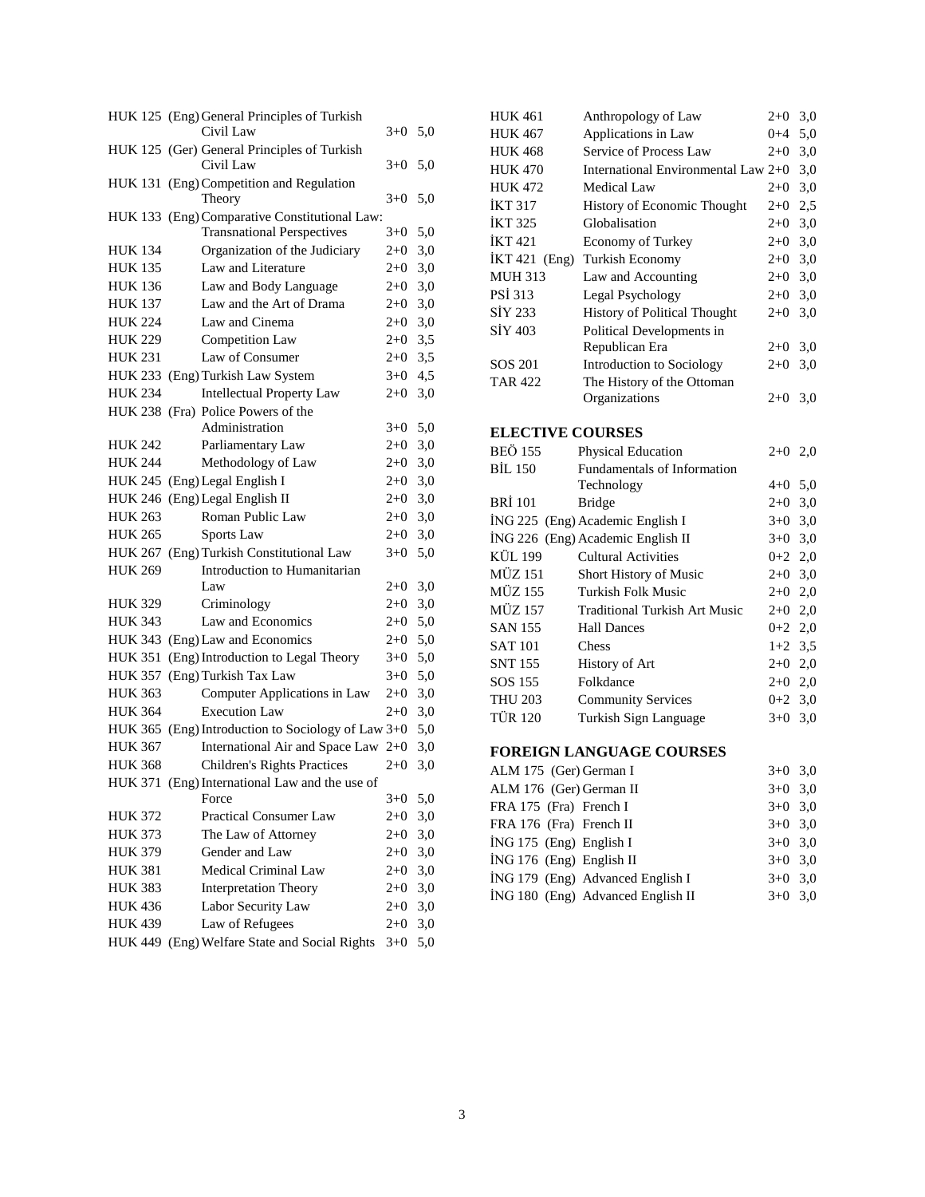| Code | | Course | Hours | Credits |
|---|---|---|---|---|
| HUK 125 | (Eng) | General Principles of Turkish Civil Law | 3+0 | 5,0 |
| HUK 125 | (Ger) | General Principles of Turkish Civil Law | 3+0 | 5,0 |
| HUK 131 | (Eng) | Competition and Regulation Theory | 3+0 | 5,0 |
| HUK 133 | (Eng) | Comparative Constitutional Law: Transnational Perspectives | 3+0 | 5,0 |
| HUK 134 | | Organization of the Judiciary | 2+0 | 3,0 |
| HUK 135 | | Law and Literature | 2+0 | 3,0 |
| HUK 136 | | Law and Body Language | 2+0 | 3,0 |
| HUK 137 | | Law and the Art of Drama | 2+0 | 3,0 |
| HUK 224 | | Law and Cinema | 2+0 | 3,0 |
| HUK 229 | | Competition Law | 2+0 | 3,5 |
| HUK 231 | | Law of Consumer | 2+0 | 3,5 |
| HUK 233 | (Eng) | Turkish Law System | 3+0 | 4,5 |
| HUK 234 | | Intellectual Property Law | 2+0 | 3,0 |
| HUK 238 | (Fra) | Police Powers of the Administration | 3+0 | 5,0 |
| HUK 242 | | Parliamentary Law | 2+0 | 3,0 |
| HUK 244 | | Methodology of Law | 2+0 | 3,0 |
| HUK 245 | (Eng) | Legal English I | 2+0 | 3,0 |
| HUK 246 | (Eng) | Legal English II | 2+0 | 3,0 |
| HUK 263 | | Roman Public Law | 2+0 | 3,0 |
| HUK 265 | | Sports Law | 2+0 | 3,0 |
| HUK 267 | (Eng) | Turkish Constitutional Law | 3+0 | 5,0 |
| HUK 269 | | Introduction to Humanitarian Law | 2+0 | 3,0 |
| HUK 329 | | Criminology | 2+0 | 3,0 |
| HUK 343 | | Law and Economics | 2+0 | 5,0 |
| HUK 343 | (Eng) | Law and Economics | 2+0 | 5,0 |
| HUK 351 | (Eng) | Introduction to Legal Theory | 3+0 | 5,0 |
| HUK 357 | (Eng) | Turkish Tax Law | 3+0 | 5,0 |
| HUK 363 | | Computer Applications in Law | 2+0 | 3,0 |
| HUK 364 | | Execution Law | 2+0 | 3,0 |
| HUK 365 | (Eng) | Introduction to Sociology of Law | 3+0 | 5,0 |
| HUK 367 | | International Air and Space Law | 2+0 | 3,0 |
| HUK 368 | | Children's Rights Practices | 2+0 | 3,0 |
| HUK 371 | (Eng) | International Law and the use of Force | 3+0 | 5,0 |
| HUK 372 | | Practical Consumer Law | 2+0 | 3,0 |
| HUK 373 | | The Law of Attorney | 2+0 | 3,0 |
| HUK 379 | | Gender and Law | 2+0 | 3,0 |
| HUK 381 | | Medical Criminal Law | 2+0 | 3,0 |
| HUK 383 | | Interpretation Theory | 2+0 | 3,0 |
| HUK 436 | | Labor Security Law | 2+0 | 3,0 |
| HUK 439 | | Law of Refugees | 2+0 | 3,0 |
| HUK 449 | (Eng) | Welfare State and Social Rights | 3+0 | 5,0 |
| HUK 461 | | Anthropology of Law | 2+0 | 3,0 |
| HUK 467 | | Applications in Law | 0+4 | 5,0 |
| HUK 468 | | Service of Process Law | 2+0 | 3,0 |
| HUK 470 | | International Environmental Law | 2+0 | 3,0 |
| HUK 472 | | Medical Law | 2+0 | 3,0 |
| İKT 317 | | History of Economic Thought | 2+0 | 2,5 |
| İKT 325 | | Globalisation | 2+0 | 3,0 |
| İKT 421 | | Economy of Turkey | 2+0 | 3,0 |
| İKT 421 | (Eng) | Turkish Economy | 2+0 | 3,0 |
| MUH 313 | | Law and Accounting | 2+0 | 3,0 |
| PSİ 313 | | Legal Psychology | 2+0 | 3,0 |
| SİY 233 | | History of Political Thought | 2+0 | 3,0 |
| SİY 403 | | Political Developments in Republican Era | 2+0 | 3,0 |
| SOS 201 | | Introduction to Sociology | 2+0 | 3,0 |
| TAR 422 | | The History of the Ottoman Organizations | 2+0 | 3,0 |

## ELECTIVE COURSES

| Code | | Course | Hours | Credits |
|---|---|---|---|---|
| BEÖ 155 | | Physical Education | 2+0 | 2,0 |
| BİL 150 | | Fundamentals of Information Technology | 4+0 | 5,0 |
| BRİ 101 | | Bridge | 2+0 | 3,0 |
| İNG 225 | (Eng) | Academic English I | 3+0 | 3,0 |
| İNG 226 | (Eng) | Academic English II | 3+0 | 3,0 |
| KÜL 199 | | Cultural Activities | 0+2 | 2,0 |
| MÜZ 151 | | Short History of Music | 2+0 | 3,0 |
| MÜZ 155 | | Turkish Folk Music | 2+0 | 2,0 |
| MÜZ 157 | | Traditional Turkish Art Music | 2+0 | 2,0 |
| SAN 155 | | Hall Dances | 0+2 | 2,0 |
| SAT 101 | | Chess | 1+2 | 3,5 |
| SNT 155 | | History of Art | 2+0 | 2,0 |
| SOS 155 | | Folkdance | 2+0 | 2,0 |
| THU 203 | | Community Services | 0+2 | 3,0 |
| TÜR 120 | | Turkish Sign Language | 3+0 | 3,0 |

## FOREIGN LANGUAGE COURSES

| Code | | Course | Hours | Credits |
|---|---|---|---|---|
| ALM 175 | (Ger) | German I | 3+0 | 3,0 |
| ALM 176 | (Ger) | German II | 3+0 | 3,0 |
| FRA 175 | (Fra) | French I | 3+0 | 3,0 |
| FRA 176 | (Fra) | French II | 3+0 | 3,0 |
| İNG 175 | (Eng) | English I | 3+0 | 3,0 |
| İNG 176 | (Eng) | English II | 3+0 | 3,0 |
| İNG 179 | (Eng) | Advanced English I | 3+0 | 3,0 |
| İNG 180 | (Eng) | Advanced English II | 3+0 | 3,0 |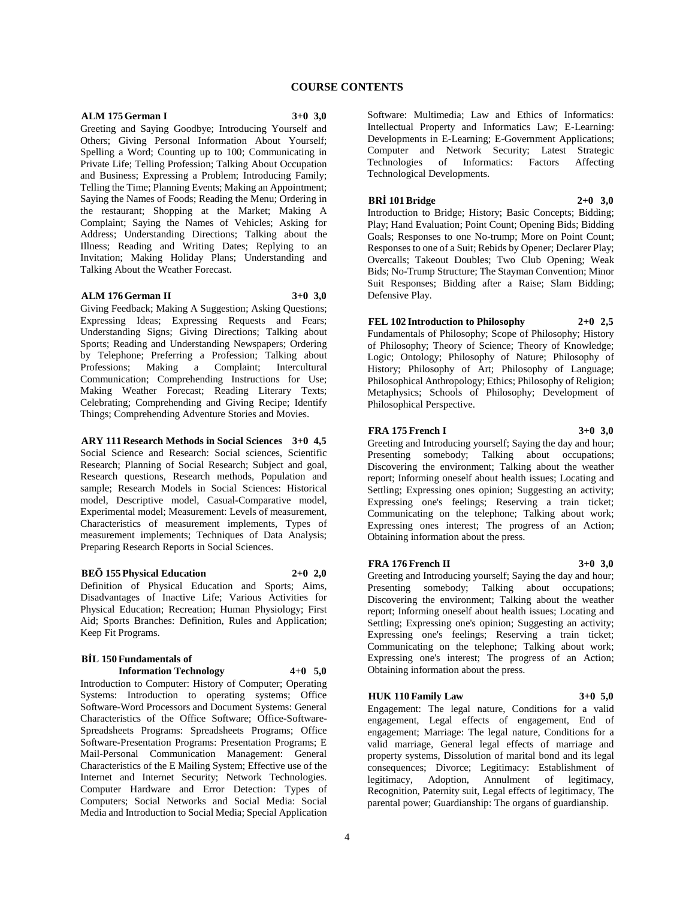# COURSE CONTENTS

**ALM 175 German I 3+0 3,0**

Greeting and Saying Goodbye; Introducing Yourself and Others; Giving Personal Information About Yourself; Spelling a Word; Counting up to 100; Communicating in Private Life; Telling Profession; Talking About Occupation and Business; Expressing a Problem; Introducing Family; Telling the Time; Planning Events; Making an Appointment; Saying the Names of Foods; Reading the Menu; Ordering in the restaurant; Shopping at the Market; Making A Complaint; Saying the Names of Vehicles; Asking for Address; Understanding Directions; Talking about the Illness; Reading and Writing Dates; Replying to an Invitation; Making Holiday Plans; Understanding and Talking About the Weather Forecast.

**ALM 176 German II 3+0 3,0**

Giving Feedback; Making A Suggestion; Asking Questions; Expressing Ideas; Expressing Requests and Fears; Understanding Signs; Giving Directions; Talking about Sports; Reading and Understanding Newspapers; Ordering by Telephone; Preferring a Profession; Talking about Professions; Making a Complaint; Intercultural Communication; Comprehending Instructions for Use; Making Weather Forecast; Reading Literary Texts; Celebrating; Comprehending and Giving Recipe; Identify Things; Comprehending Adventure Stories and Movies.

**ARY 111 Research Methods in Social Sciences 3+0 4,5**

Social Science and Research: Social sciences, Scientific Research; Planning of Social Research; Subject and goal, Research questions, Research methods, Population and sample; Research Models in Social Sciences: Historical model, Descriptive model, Casual-Comparative model, Experimental model; Measurement: Levels of measurement, Characteristics of measurement implements, Types of measurement implements; Techniques of Data Analysis; Preparing Research Reports in Social Sciences.

**BEÖ 155 Physical Education 2+0 2,0**

Definition of Physical Education and Sports; Aims, Disadvantages of Inactive Life; Various Activities for Physical Education; Recreation; Human Physiology; First Aid; Sports Branches: Definition, Rules and Application; Keep Fit Programs.

**BİL 150 Fundamentals of Information Technology 4+0 5,0**

Introduction to Computer: History of Computer; Operating Systems: Introduction to operating systems; Office Software-Word Processors and Document Systems: General Characteristics of the Office Software; Office-Software-Spreadsheets Programs: Spreadsheets Programs; Office Software-Presentation Programs: Presentation Programs; E Mail-Personal Communication Management: General Characteristics of the E Mailing System; Effective use of the Internet and Internet Security; Network Technologies. Computer Hardware and Error Detection: Types of Computers; Social Networks and Social Media: Social Media and Introduction to Social Media; Special Application Software: Multimedia; Law and Ethics of Informatics: Intellectual Property and Informatics Law; E-Learning: Developments in E-Learning; E-Government Applications; Computer and Network Security; Latest Strategic Technologies of Informatics: Factors Affecting Technological Developments.

**BRİ 101 Bridge 2+0 3,0**

Introduction to Bridge; History; Basic Concepts; Bidding; Play; Hand Evaluation; Point Count; Opening Bids; Bidding Goals; Responses to one No-trump; More on Point Count; Responses to one of a Suit; Rebids by Opener; Declarer Play; Overcalls; Takeout Doubles; Two Club Opening; Weak Bids; No-Trump Structure; The Stayman Convention; Minor Suit Responses; Bidding after a Raise; Slam Bidding; Defensive Play.

**FEL 102 Introduction to Philosophy 2+0 2,5**

Fundamentals of Philosophy; Scope of Philosophy; History of Philosophy; Theory of Science; Theory of Knowledge; Logic; Ontology; Philosophy of Nature; Philosophy of History; Philosophy of Art; Philosophy of Language; Philosophical Anthropology; Ethics; Philosophy of Religion; Metaphysics; Schools of Philosophy; Development of Philosophical Perspective.

**FRA 175 French I 3+0 3,0**

Greeting and Introducing yourself; Saying the day and hour; Presenting somebody; Talking about occupations; Discovering the environment; Talking about the weather report; Informing oneself about health issues; Locating and Settling; Expressing ones opinion; Suggesting an activity; Expressing one's feelings; Reserving a train ticket; Communicating on the telephone; Talking about work; Expressing ones interest; The progress of an Action; Obtaining information about the press.

**FRA 176 French II 3+0 3,0**

Greeting and Introducing yourself; Saying the day and hour; Presenting somebody; Talking about occupations; Discovering the environment; Talking about the weather report; Informing oneself about health issues; Locating and Settling; Expressing one's opinion; Suggesting an activity; Expressing one's feelings; Reserving a train ticket; Communicating on the telephone; Talking about work; Expressing one's interest; The progress of an Action; Obtaining information about the press.

**HUK 110 Family Law 3+0 5,0**

Engagement: The legal nature, Conditions for a valid engagement, Legal effects of engagement, End of engagement; Marriage: The legal nature, Conditions for a valid marriage, General legal effects of marriage and property systems, Dissolution of marital bond and its legal consequences; Divorce; Legitimacy: Establishment of legitimacy, Adoption, Annulment of legitimacy, Recognition, Paternity suit, Legal effects of legitimacy, The parental power; Guardianship: The organs of guardianship.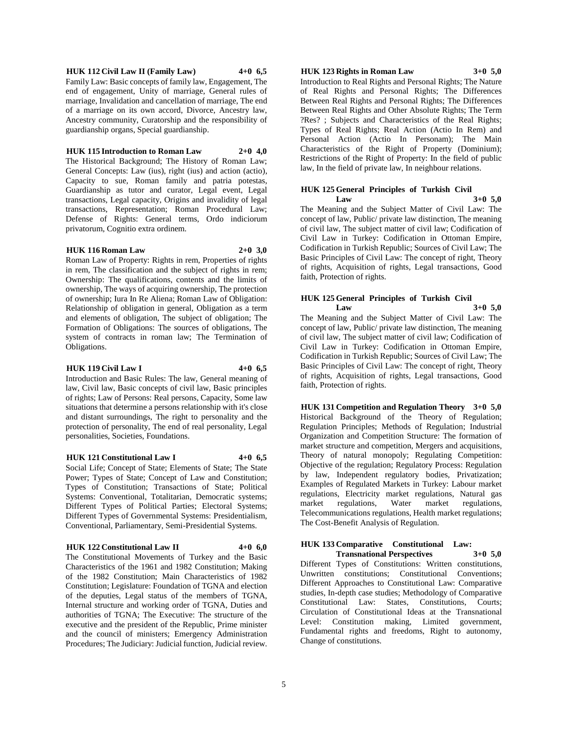**HUK 112 Civil Law II (Family Law) 4+0 6,5**

Family Law: Basic concepts of family law, Engagement, The end of engagement, Unity of marriage, General rules of marriage, Invalidation and cancellation of marriage, The end of a marriage on its own accord, Divorce, Ancestry law, Ancestry community, Curatorship and the responsibility of guardianship organs, Special guardianship.

**HUK 115 Introduction to Roman Law 2+0 4,0**

The Historical Background; The History of Roman Law; General Concepts: Law (ius), right (ius) and action (actio), Capacity to sue, Roman family and patria potestas, Guardianship as tutor and curator, Legal event, Legal transactions, Legal capacity, Origins and invalidity of legal transactions, Representation; Roman Procedural Law; Defense of Rights: General terms, Ordo indiciorum privatorum, Cognitio extra ordinem.

**HUK 116 Roman Law 2+0 3,0**

Roman Law of Property: Rights in rem, Properties of rights in rem, The classification and the subject of rights in rem; Ownership: The qualifications, contents and the limits of ownership, The ways of acquiring ownership, The protection of ownership; Iura In Re Aliena; Roman Law of Obligation: Relationship of obligation in general, Obligation as a term and elements of obligation, The subject of obligation; The Formation of Obligations: The sources of obligations, The system of contracts in roman law; The Termination of Obligations.

**HUK 119 Civil Law I 4+0 6,5**

Introduction and Basic Rules: The law, General meaning of law, Civil law, Basic concepts of civil law, Basic principles of rights; Law of Persons: Real persons, Capacity, Some law situations that determine a persons relationship with it's close and distant surroundings, The right to personality and the protection of personality, The end of real personality, Legal personalities, Societies, Foundations.

**HUK 121 Constitutional Law I 4+0 6,5**

Social Life; Concept of State; Elements of State; The State Power; Types of State; Concept of Law and Constitution; Types of Constitution; Transactions of State; Political Systems: Conventional, Totalitarian, Democratic systems; Different Types of Political Parties; Electoral Systems; Different Types of Governmental Systems: Presidentialism, Conventional, Parliamentary, Semi-Presidential Systems.

**HUK 122 Constitutional Law II 4+0 6,0**

The Constitutional Movements of Turkey and the Basic Characteristics of the 1961 and 1982 Constitution; Making of the 1982 Constitution; Main Characteristics of 1982 Constitution; Legislature: Foundation of TGNA and election of the deputies, Legal status of the members of TGNA, Internal structure and working order of TGNA, Duties and authorities of TGNA; The Executive: The structure of the executive and the president of the Republic, Prime minister and the council of ministers; Emergency Administration Procedures; The Judiciary: Judicial function, Judicial review.

**HUK 123 Rights in Roman Law 3+0 5,0**

Introduction to Real Rights and Personal Rights; The Nature of Real Rights and Personal Rights; The Differences Between Real Rights and Personal Rights; The Differences Between Real Rights and Other Absolute Rights; The Term ?Res? ; Subjects and Characteristics of the Real Rights; Types of Real Rights; Real Action (Actio In Rem) and Personal Action (Actio In Personam); The Main Characteristics of the Right of Property (Dominium); Restrictions of the Right of Property: In the field of public law, In the field of private law, In neighbour relations.

**HUK 125 General Principles of Turkish Civil Law 3+0 5,0**

The Meaning and the Subject Matter of Civil Law: The concept of law, Public/ private law distinction, The meaning of civil law, The subject matter of civil law; Codification of Civil Law in Turkey: Codification in Ottoman Empire, Codification in Turkish Republic; Sources of Civil Law; The Basic Principles of Civil Law: The concept of right, Theory of rights, Acquisition of rights, Legal transactions, Good faith, Protection of rights.

**HUK 125 General Principles of Turkish Civil Law 3+0 5,0**

The Meaning and the Subject Matter of Civil Law: The concept of law, Public/ private law distinction, The meaning of civil law, The subject matter of civil law; Codification of Civil Law in Turkey: Codification in Ottoman Empire, Codification in Turkish Republic; Sources of Civil Law; The Basic Principles of Civil Law: The concept of right, Theory of rights, Acquisition of rights, Legal transactions, Good faith, Protection of rights.

**HUK 131 Competition and Regulation Theory 3+0 5,0**

Historical Background of the Theory of Regulation; Regulation Principles; Methods of Regulation; Industrial Organization and Competition Structure: The formation of market structure and competition, Mergers and acquisitions, Theory of natural monopoly; Regulating Competition: Objective of the regulation; Regulatory Process: Regulation by law, Independent regulatory bodies, Privatization; Examples of Regulated Markets in Turkey: Labour market regulations, Electricity market regulations, Natural gas market regulations, Water market regulations, Telecommunications regulations, Health market regulations; The Cost-Benefit Analysis of Regulation.

**HUK 133 Comparative Constitutional Law: Transnational Perspectives 3+0 5,0**

Different Types of Constitutions: Written constitutions, Unwritten constitutions; Constitutional Conventions; Different Approaches to Constitutional Law: Comparative studies, In-depth case studies; Methodology of Comparative Constitutional Law: States, Constitutions, Courts; Circulation of Constitutional Ideas at the Transnational Level: Constitution making, Limited government, Fundamental rights and freedoms, Right to autonomy, Change of constitutions.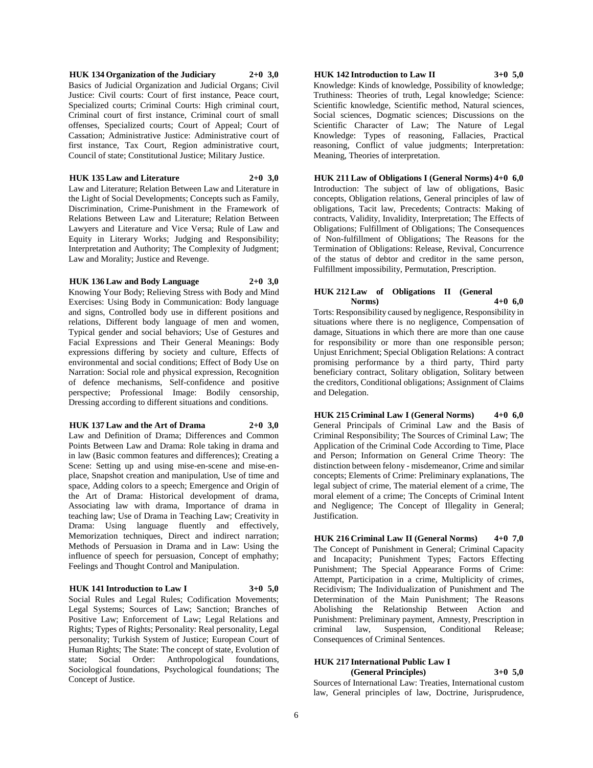**HUK 134 Organization of the Judiciary 2+0 3,0**

Basics of Judicial Organization and Judicial Organs; Civil Justice: Civil courts: Court of first instance, Peace court, Specialized courts; Criminal Courts: High criminal court, Criminal court of first instance, Criminal court of small offenses, Specialized courts; Court of Appeal; Court of Cassation; Administrative Justice: Administrative court of first instance, Tax Court, Region administrative court, Council of state; Constitutional Justice; Military Justice.

**HUK 135 Law and Literature 2+0 3,0**

Law and Literature; Relation Between Law and Literature in the Light of Social Developments; Concepts such as Family, Discrimination, Crime-Punishment in the Framework of Relations Between Law and Literature; Relation Between Lawyers and Literature and Vice Versa; Rule of Law and Equity in Literary Works; Judging and Responsibility; Interpretation and Authority; The Complexity of Judgment; Law and Morality; Justice and Revenge.

**HUK 136 Law and Body Language 2+0 3,0**

Knowing Your Body; Relieving Stress with Body and Mind Exercises: Using Body in Communication: Body language and signs, Controlled body use in different positions and relations, Different body language of men and women, Typical gender and social behaviors; Use of Gestures and Facial Expressions and Their General Meanings: Body expressions differing by society and culture, Effects of environmental and social conditions; Effect of Body Use on Narration: Social role and physical expression, Recognition of defence mechanisms, Self-confidence and positive perspective; Professional Image: Bodily censorship, Dressing according to different situations and conditions.

**HUK 137 Law and the Art of Drama 2+0 3,0**

Law and Definition of Drama; Differences and Common Points Between Law and Drama: Role taking in drama and in law (Basic common features and differences); Creating a Scene: Setting up and using mise-en-scene and mise-en-place, Snapshot creation and manipulation, Use of time and space, Adding colors to a speech; Emergence and Origin of the Art of Drama: Historical development of drama, Associating law with drama, Importance of drama in teaching law; Use of Drama in Teaching Law; Creativity in Drama: Using language fluently and effectively, Memorization techniques, Direct and indirect narration; Methods of Persuasion in Drama and in Law: Using the influence of speech for persuasion, Concept of emphathy; Feelings and Thought Control and Manipulation.

**HUK 141 Introduction to Law I 3+0 5,0**

Social Rules and Legal Rules; Codification Movements; Legal Systems; Sources of Law; Sanction; Branches of Positive Law; Enforcement of Law; Legal Relations and Rights; Types of Rights; Personality: Real personality, Legal personality; Turkish System of Justice; European Court of Human Rights; The State: The concept of state, Evolution of state; Social Order: Anthropological foundations, Sociological foundations, Psychological foundations; The Concept of Justice.

**HUK 142 Introduction to Law II 3+0 5,0**

Knowledge: Kinds of knowledge, Possibility of knowledge; Truthiness: Theories of truth, Legal knowledge; Science: Scientific knowledge, Scientific method, Natural sciences, Social sciences, Dogmatic sciences; Discussions on the Scientific Character of Law; The Nature of Legal Knowledge: Types of reasoning, Fallacies, Practical reasoning, Conflict of value judgments; Interpretation: Meaning, Theories of interpretation.

**HUK 211 Law of Obligations I (General Norms) 4+0 6,0**

Introduction: The subject of law of obligations, Basic concepts, Obligation relations, General principles of law of obligations, Tacit law, Precedents; Contracts: Making of contracts, Validity, Invalidity, Interpretation; The Effects of Obligations; Fulfillment of Obligations; The Consequences of Non-fulfillment of Obligations; The Reasons for the Termination of Obligations: Release, Revival, Concurrence of the status of debtor and creditor in the same person, Fulfillment impossibility, Permutation, Prescription.

**HUK 212 Law of Obligations II (General Norms) 4+0 6,0**

Torts: Responsibility caused by negligence, Responsibility in situations where there is no negligence, Compensation of damage, Situations in which there are more than one cause for responsibility or more than one responsible person; Unjust Enrichment; Special Obligation Relations: A contract promising performance by a third party, Third party beneficiary contract, Solitary obligation, Solitary between the creditors, Conditional obligations; Assignment of Claims and Delegation.

**HUK 215 Criminal Law I (General Norms) 4+0 6,0**

General Principals of Criminal Law and the Basis of Criminal Responsibility; The Sources of Criminal Law; The Application of the Criminal Code According to Time, Place and Person; Information on General Crime Theory: The distinction between felony - misdemeanor, Crime and similar concepts; Elements of Crime: Preliminary explanations, The legal subject of crime, The material element of a crime, The moral element of a crime; The Concepts of Criminal Intent and Negligence; The Concept of Illegality in General; Justification.

**HUK 216 Criminal Law II (General Norms) 4+0 7,0**

The Concept of Punishment in General; Criminal Capacity and Incapacity; Punishment Types; Factors Effecting Punishment; The Special Appearance Forms of Crime: Attempt, Participation in a crime, Multiplicity of crimes, Recidivism; The Individualization of Punishment and The Determination of the Main Punishment; The Reasons Abolishing the Relationship Between Action and Punishment: Preliminary payment, Amnesty, Prescription in criminal law, Suspension, Conditional Release; Consequences of Criminal Sentences.

**HUK 217 International Public Law I (General Principles) 3+0 5,0**

Sources of International Law: Treaties, International custom law, General principles of law, Doctrine, Jurisprudence,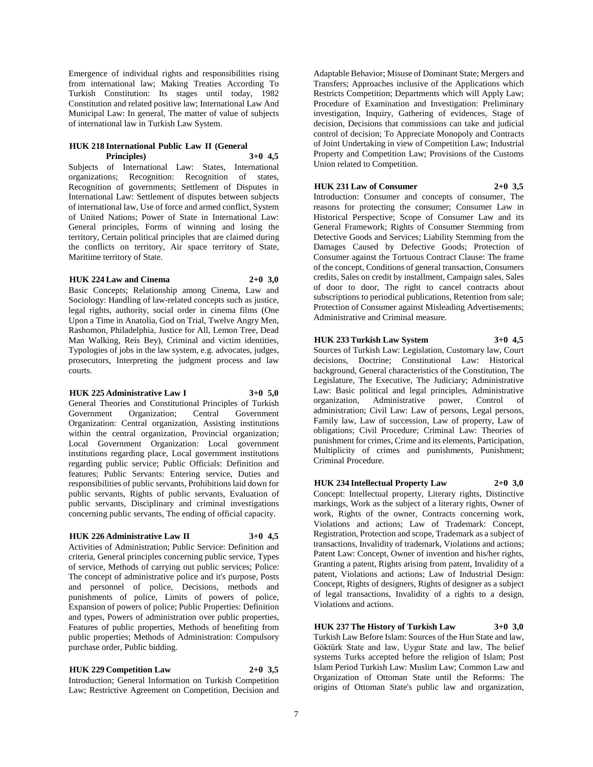Emergence of individual rights and responsibilities rising from international law; Making Treaties According To Turkish Constitution: Its stages until today, 1982 Constitution and related positive law; International Law And Municipal Law: In general, The matter of value of subjects of international law in Turkish Law System.

**HUK 218 International Public Law II (General Principles) 3+0 4,5**

Subjects of International Law: States, International organizations; Recognition: Recognition of states, Recognition of governments; Settlement of Disputes in International Law: Settlement of disputes between subjects of international law, Use of force and armed conflict, System of United Nations; Power of State in International Law: General principles, Forms of winning and losing the territory, Certain political principles that are claimed during the conflicts on territory, Air space territory of State, Maritime territory of State.

**HUK 224 Law and Cinema 2+0 3,0**

Basic Concepts; Relationship among Cinema, Law and Sociology: Handling of law-related concepts such as justice, legal rights, authority, social order in cinema films (One Upon a Time in Anatolia, God on Trial, Twelve Angry Men, Rashomon, Philadelphia, Justice for All, Lemon Tree, Dead Man Walking, Reis Bey), Criminal and victim identities, Typologies of jobs in the law system, e.g. advocates, judges, prosecutors, Interpreting the judgment process and law courts.

**HUK 225 Administrative Law I 3+0 5,0**

General Theories and Constitutional Principles of Turkish Government Organization; Central Government Organization: Central organization, Assisting institutions within the central organization, Provincial organization; Local Government Organization: Local government institutions regarding place, Local government institutions regarding public service; Public Officials: Definition and features; Public Servants: Entering service, Duties and responsibilities of public servants, Prohibitions laid down for public servants, Rights of public servants, Evaluation of public servants, Disciplinary and criminal investigations concerning public servants, The ending of official capacity.

**HUK 226 Administrative Law II 3+0 4,5**

Activities of Administration; Public Service: Definition and criteria, General principles concerning public service, Types of service, Methods of carrying out public services; Police: The concept of administrative police and it's purpose, Posts and personnel of police, Decisions, methods and punishments of police, Limits of powers of police, Expansion of powers of police; Public Properties: Definition and types, Powers of administration over public properties, Features of public properties, Methods of benefiting from public properties; Methods of Administration: Compulsory purchase order, Public bidding.

**HUK 229 Competition Law 2+0 3,5**

Introduction; General Information on Turkish Competition Law; Restrictive Agreement on Competition, Decision and Adaptable Behavior; Misuse of Dominant State; Mergers and Transfers; Approaches inclusive of the Applications which Restricts Competition; Departments which will Apply Law; Procedure of Examination and Investigation: Preliminary investigation, Inquiry, Gathering of evidences, Stage of decision, Decisions that commissions can take and judicial control of decision; To Appreciate Monopoly and Contracts of Joint Undertaking in view of Competition Law; Industrial Property and Competition Law; Provisions of the Customs Union related to Competition.

**HUK 231 Law of Consumer 2+0 3,5**

Introduction: Consumer and concepts of consumer, The reasons for protecting the consumer; Consumer Law in Historical Perspective; Scope of Consumer Law and its General Framework; Rights of Consumer Stemming from Detective Goods and Services; Liability Stemming from the Damages Caused by Defective Goods; Protection of Consumer against the Tortuous Contract Clause: The frame of the concept, Conditions of general transaction, Consumers credits, Sales on credit by installment, Campaign sales, Sales of door to door, The right to cancel contracts about subscriptions to periodical publications, Retention from sale; Protection of Consumer against Misleading Advertisements; Administrative and Criminal measure.

**HUK 233 Turkish Law System 3+0 4,5**

Sources of Turkish Law: Legislation, Customary law, Court decisions, Doctrine; Constitutional Law: Historical background, General characteristics of the Constitution, The Legislature, The Executive, The Judiciary; Administrative Law: Basic political and legal principles, Administrative organization, Administrative power, Control of administration; Civil Law: Law of persons, Legal persons, Family law, Law of succession, Law of property, Law of obligations; Civil Procedure; Criminal Law: Theories of punishment for crimes, Crime and its elements, Participation, Multiplicity of crimes and punishments, Punishment; Criminal Procedure.

**HUK 234 Intellectual Property Law 2+0 3,0**

Concept: Intellectual property, Literary rights, Distinctive markings, Work as the subject of a literary rights, Owner of work, Rights of the owner, Contracts concerning work, Violations and actions; Law of Trademark: Concept, Registration, Protection and scope, Trademark as a subject of transactions, Invalidity of trademark, Violations and actions; Patent Law: Concept, Owner of invention and his/her rights, Granting a patent, Rights arising from patent, Invalidity of a patent, Violations and actions; Law of Industrial Design: Concept, Rights of designers, Rights of designer as a subject of legal transactions, Invalidity of a rights to a design, Violations and actions.

**HUK 237 The History of Turkish Law 3+0 3,0**

Turkish Law Before Islam: Sources of the Hun State and law, Göktürk State and law, Uygur State and law, The belief systems Turks accepted before the religion of Islam; Post Islam Period Turkish Law: Muslim Law; Common Law and Organization of Ottoman State until the Reforms: The origins of Ottoman State's public law and organization,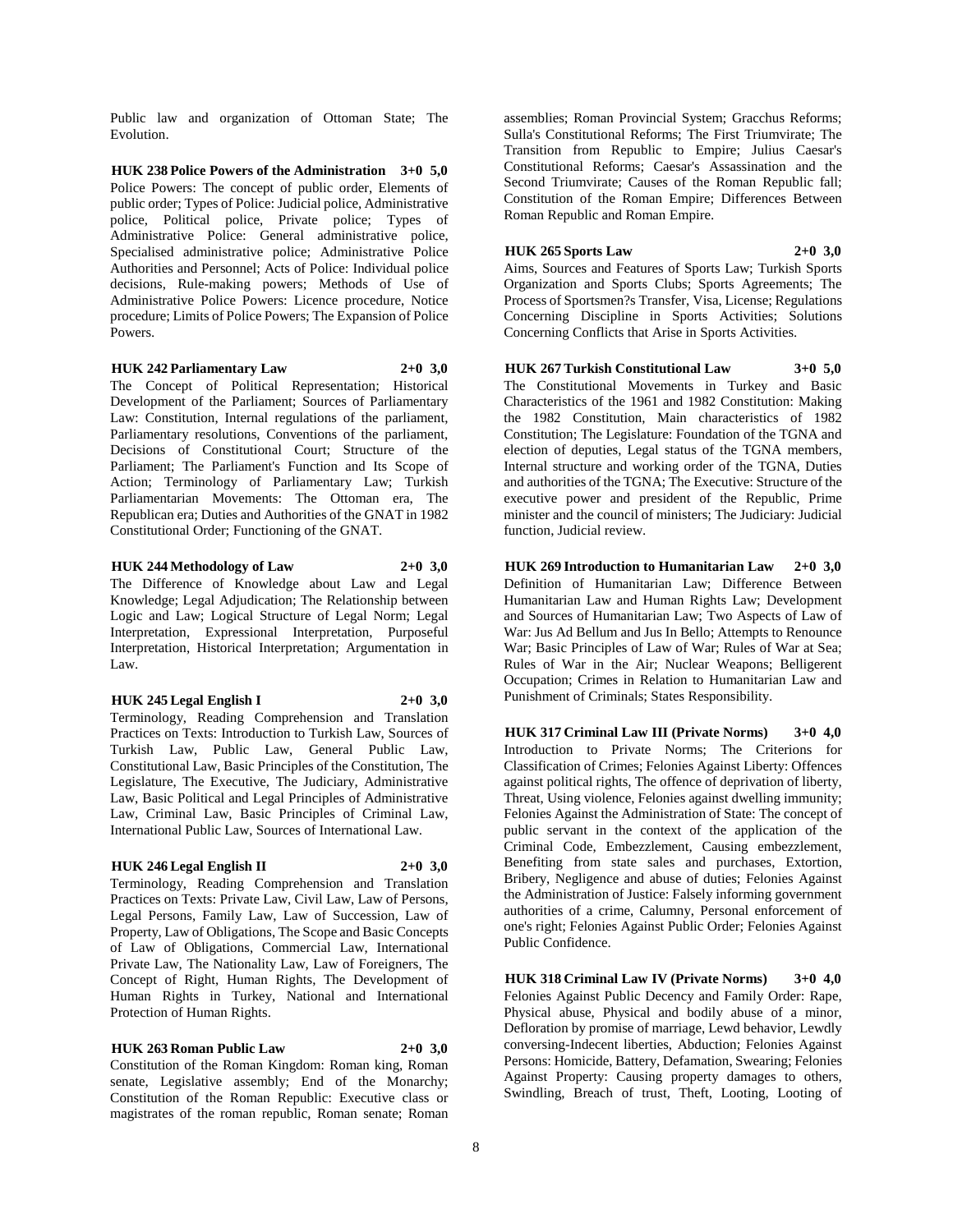Public law and organization of Ottoman State; The Evolution.

**HUK 238 Police Powers of the Administration 3+0 5,0**
Police Powers: The concept of public order, Elements of public order; Types of Police: Judicial police, Administrative police, Political police, Private police; Types of Administrative Police: General administrative police, Specialised administrative police; Administrative Police Authorities and Personnel; Acts of Police: Individual police decisions, Rule-making powers; Methods of Use of Administrative Police Powers: Licence procedure, Notice procedure; Limits of Police Powers; The Expansion of Police Powers.

**HUK 242 Parliamentary Law 2+0 3,0**
The Concept of Political Representation; Historical Development of the Parliament; Sources of Parliamentary Law: Constitution, Internal regulations of the parliament, Parliamentary resolutions, Conventions of the parliament, Decisions of Constitutional Court; Structure of the Parliament; The Parliament's Function and Its Scope of Action; Terminology of Parliamentary Law; Turkish Parliamentarian Movements: The Ottoman era, The Republican era; Duties and Authorities of the GNAT in 1982 Constitutional Order; Functioning of the GNAT.

**HUK 244 Methodology of Law 2+0 3,0**
The Difference of Knowledge about Law and Legal Knowledge; Legal Adjudication; The Relationship between Logic and Law; Logical Structure of Legal Norm; Legal Interpretation, Expressional Interpretation, Purposeful Interpretation, Historical Interpretation; Argumentation in Law.

**HUK 245 Legal English I 2+0 3,0**
Terminology, Reading Comprehension and Translation Practices on Texts: Introduction to Turkish Law, Sources of Turkish Law, Public Law, General Public Law, Constitutional Law, Basic Principles of the Constitution, The Legislature, The Executive, The Judiciary, Administrative Law, Basic Political and Legal Principles of Administrative Law, Criminal Law, Basic Principles of Criminal Law, International Public Law, Sources of International Law.

**HUK 246 Legal English II 2+0 3,0**
Terminology, Reading Comprehension and Translation Practices on Texts: Private Law, Civil Law, Law of Persons, Legal Persons, Family Law, Law of Succession, Law of Property, Law of Obligations, The Scope and Basic Concepts of Law of Obligations, Commercial Law, International Private Law, The Nationality Law, Law of Foreigners, The Concept of Right, Human Rights, The Development of Human Rights in Turkey, National and International Protection of Human Rights.

**HUK 263 Roman Public Law 2+0 3,0**
Constitution of the Roman Kingdom: Roman king, Roman senate, Legislative assembly; End of the Monarchy; Constitution of the Roman Republic: Executive class or magistrates of the roman republic, Roman senate; Roman assemblies; Roman Provincial System; Gracchus Reforms; Sulla's Constitutional Reforms; The First Triumvirate; The Transition from Republic to Empire; Julius Caesar's Constitutional Reforms; Caesar's Assassination and the Second Triumvirate; Causes of the Roman Republic fall; Constitution of the Roman Empire; Differences Between Roman Republic and Roman Empire.

**HUK 265 Sports Law 2+0 3,0**
Aims, Sources and Features of Sports Law; Turkish Sports Organization and Sports Clubs; Sports Agreements; The Process of Sportsmen?s Transfer, Visa, License; Regulations Concerning Discipline in Sports Activities; Solutions Concerning Conflicts that Arise in Sports Activities.

**HUK 267 Turkish Constitutional Law 3+0 5,0**
The Constitutional Movements in Turkey and Basic Characteristics of the 1961 and 1982 Constitution: Making the 1982 Constitution, Main characteristics of 1982 Constitution; The Legislature: Foundation of the TGNA and election of deputies, Legal status of the TGNA members, Internal structure and working order of the TGNA, Duties and authorities of the TGNA; The Executive: Structure of the executive power and president of the Republic, Prime minister and the council of ministers; The Judiciary: Judicial function, Judicial review.

**HUK 269 Introduction to Humanitarian Law 2+0 3,0**
Definition of Humanitarian Law; Difference Between Humanitarian Law and Human Rights Law; Development and Sources of Humanitarian Law; Two Aspects of Law of War: Jus Ad Bellum and Jus In Bello; Attempts to Renounce War; Basic Principles of Law of War; Rules of War at Sea; Rules of War in the Air; Nuclear Weapons; Belligerent Occupation; Crimes in Relation to Humanitarian Law and Punishment of Criminals; States Responsibility.

**HUK 317 Criminal Law III (Private Norms) 3+0 4,0**
Introduction to Private Norms; The Criterions for Classification of Crimes; Felonies Against Liberty: Offences against political rights, The offence of deprivation of liberty, Threat, Using violence, Felonies against dwelling immunity; Felonies Against the Administration of State: The concept of public servant in the context of the application of the Criminal Code, Embezzlement, Causing embezzlement, Benefiting from state sales and purchases, Extortion, Bribery, Negligence and abuse of duties; Felonies Against the Administration of Justice: Falsely informing government authorities of a crime, Calumny, Personal enforcement of one's right; Felonies Against Public Order; Felonies Against Public Confidence.

**HUK 318 Criminal Law IV (Private Norms) 3+0 4,0**
Felonies Against Public Decency and Family Order: Rape, Physical abuse, Physical and bodily abuse of a minor, Defloration by promise of marriage, Lewd behavior, Lewdly conversing-Indecent liberties, Abduction; Felonies Against Persons: Homicide, Battery, Defamation, Swearing; Felonies Against Property: Causing property damages to others, Swindling, Breach of trust, Theft, Looting, Looting of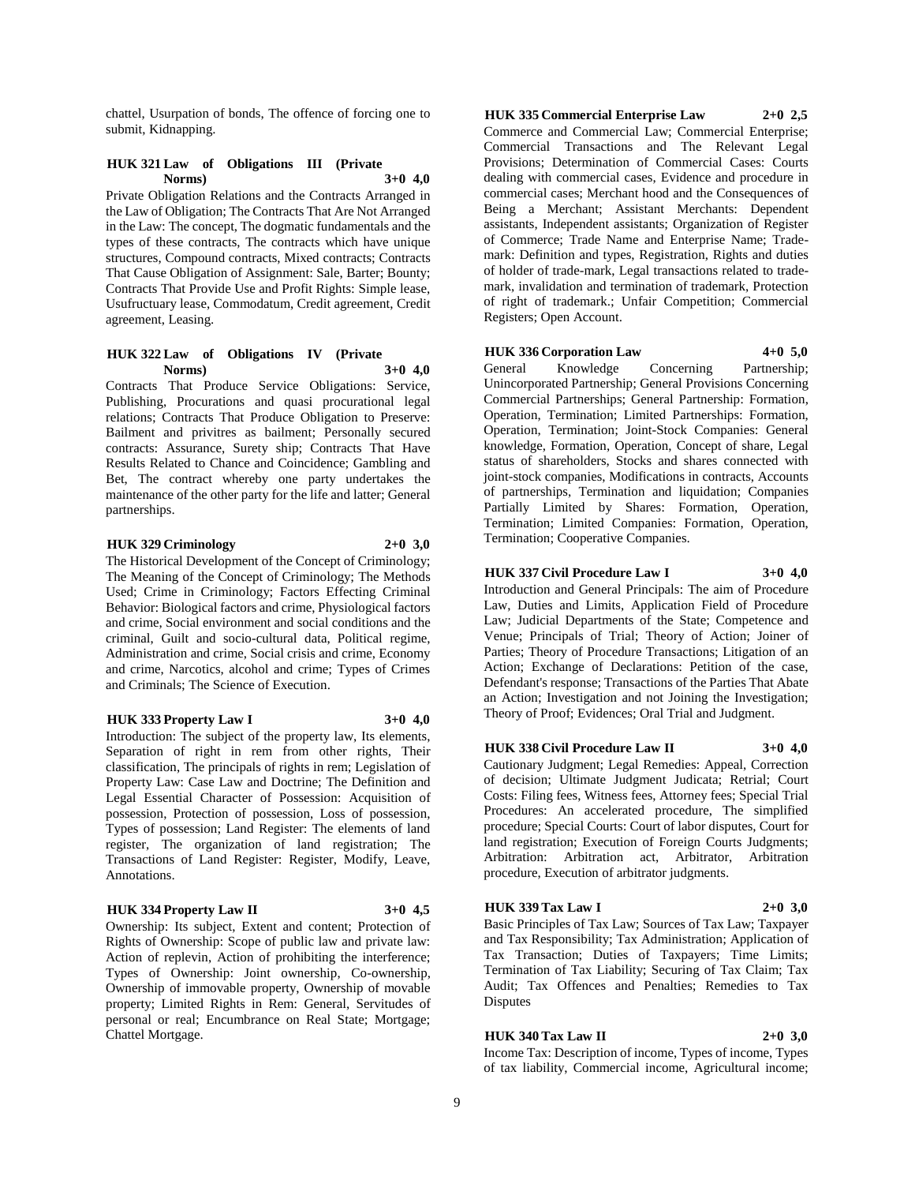chattel, Usurpation of bonds, The offence of forcing one to submit, Kidnapping.

**HUK 321 Law of Obligations III (Private Norms) 3+0 4,0**

Private Obligation Relations and the Contracts Arranged in the Law of Obligation; The Contracts That Are Not Arranged in the Law: The concept, The dogmatic fundamentals and the types of these contracts, The contracts which have unique structures, Compound contracts, Mixed contracts; Contracts That Cause Obligation of Assignment: Sale, Barter; Bounty; Contracts That Provide Use and Profit Rights: Simple lease, Usufructuary lease, Commodatum, Credit agreement, Credit agreement, Leasing.

**HUK 322 Law of Obligations IV (Private Norms) 3+0 4,0**

Contracts That Produce Service Obligations: Service, Publishing, Procurations and quasi procurational legal relations; Contracts That Produce Obligation to Preserve: Bailment and privitres as bailment; Personally secured contracts: Assurance, Surety ship; Contracts That Have Results Related to Chance and Coincidence; Gambling and Bet, The contract whereby one party undertakes the maintenance of the other party for the life and latter; General partnerships.

**HUK 329 Criminology 2+0 3,0**

The Historical Development of the Concept of Criminology; The Meaning of the Concept of Criminology; The Methods Used; Crime in Criminology; Factors Effecting Criminal Behavior: Biological factors and crime, Physiological factors and crime, Social environment and social conditions and the criminal, Guilt and socio-cultural data, Political regime, Administration and crime, Social crisis and crime, Economy and crime, Narcotics, alcohol and crime; Types of Crimes and Criminals; The Science of Execution.

**HUK 333 Property Law I 3+0 4,0**

Introduction: The subject of the property law, Its elements, Separation of right in rem from other rights, Their classification, The principals of rights in rem; Legislation of Property Law: Case Law and Doctrine; The Definition and Legal Essential Character of Possession: Acquisition of possession, Protection of possession, Loss of possession, Types of possession; Land Register: The elements of land register, The organization of land registration; The Transactions of Land Register: Register, Modify, Leave, Annotations.

**HUK 334 Property Law II 3+0 4,5**

Ownership: Its subject, Extent and content; Protection of Rights of Ownership: Scope of public law and private law: Action of replevin, Action of prohibiting the interference; Types of Ownership: Joint ownership, Co-ownership, Ownership of immovable property, Ownership of movable property; Limited Rights in Rem: General, Servitudes of personal or real; Encumbrance on Real State; Mortgage; Chattel Mortgage.

**HUK 335 Commercial Enterprise Law 2+0 2,5**

Commerce and Commercial Law; Commercial Enterprise; Commercial Transactions and The Relevant Legal Provisions; Determination of Commercial Cases: Courts dealing with commercial cases, Evidence and procedure in commercial cases; Merchant hood and the Consequences of Being a Merchant; Assistant Merchants: Dependent assistants, Independent assistants; Organization of Register of Commerce; Trade Name and Enterprise Name; Trade-mark: Definition and types, Registration, Rights and duties of holder of trade-mark, Legal transactions related to trade-mark, invalidation and termination of trademark, Protection of right of trademark.; Unfair Competition; Commercial Registers; Open Account.

**HUK 336 Corporation Law 4+0 5,0**

General Knowledge Concerning Partnership; Unincorporated Partnership; General Provisions Concerning Commercial Partnerships; General Partnership: Formation, Operation, Termination; Limited Partnerships: Formation, Operation, Termination; Joint-Stock Companies: General knowledge, Formation, Operation, Concept of share, Legal status of shareholders, Stocks and shares connected with joint-stock companies, Modifications in contracts, Accounts of partnerships, Termination and liquidation; Companies Partially Limited by Shares: Formation, Operation, Termination; Limited Companies: Formation, Operation, Termination; Cooperative Companies.

**HUK 337 Civil Procedure Law I 3+0 4,0**

Introduction and General Principals: The aim of Procedure Law, Duties and Limits, Application Field of Procedure Law; Judicial Departments of the State; Competence and Venue; Principals of Trial; Theory of Action; Joiner of Parties; Theory of Procedure Transactions; Litigation of an Action; Exchange of Declarations: Petition of the case, Defendant's response; Transactions of the Parties That Abate an Action; Investigation and not Joining the Investigation; Theory of Proof; Evidences; Oral Trial and Judgment.

**HUK 338 Civil Procedure Law II 3+0 4,0**

Cautionary Judgment; Legal Remedies: Appeal, Correction of decision; Ultimate Judgment Judicata; Retrial; Court Costs: Filing fees, Witness fees, Attorney fees; Special Trial Procedures: An accelerated procedure, The simplified procedure; Special Courts: Court of labor disputes, Court for land registration; Execution of Foreign Courts Judgments; Arbitration: Arbitration act, Arbitrator, Arbitration procedure, Execution of arbitrator judgments.

**HUK 339 Tax Law I 2+0 3,0**

Basic Principles of Tax Law; Sources of Tax Law; Taxpayer and Tax Responsibility; Tax Administration; Application of Tax Transaction; Duties of Taxpayers; Time Limits; Termination of Tax Liability; Securing of Tax Claim; Tax Audit; Tax Offences and Penalties; Remedies to Tax Disputes

**HUK 340 Tax Law II 2+0 3,0**

Income Tax: Description of income, Types of income, Types of tax liability, Commercial income, Agricultural income;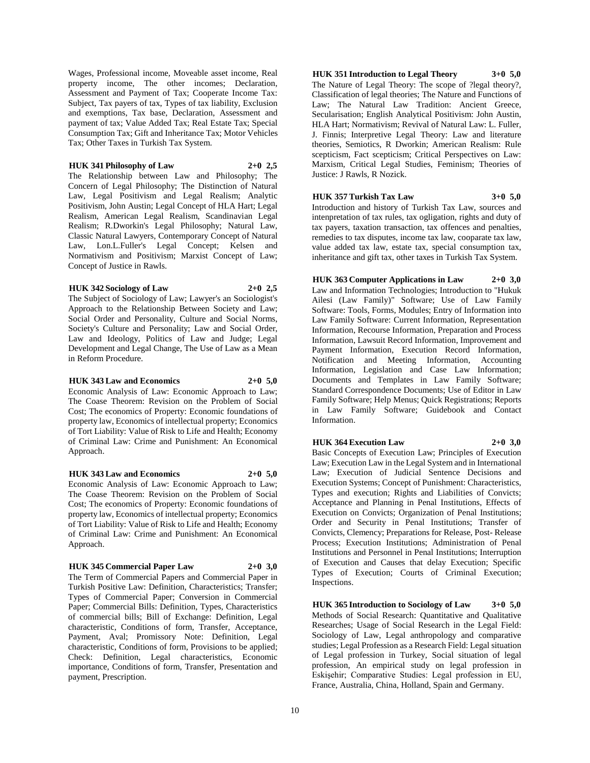Wages, Professional income, Moveable asset income, Real property income, The other incomes; Declaration, Assessment and Payment of Tax; Cooperate Income Tax: Subject, Tax payers of tax, Types of tax liability, Exclusion and exemptions, Tax base, Declaration, Assessment and payment of tax; Value Added Tax; Real Estate Tax; Special Consumption Tax; Gift and Inheritance Tax; Motor Vehicles Tax; Other Taxes in Turkish Tax System.

**HUK 341 Philosophy of Law 2+0 2,5**

The Relationship between Law and Philosophy; The Concern of Legal Philosophy; The Distinction of Natural Law, Legal Positivism and Legal Realism; Analytic Positivism, John Austin; Legal Concept of HLA Hart; Legal Realism, American Legal Realism, Scandinavian Legal Realism; R.Dworkin's Legal Philosophy; Natural Law, Classic Natural Lawyers, Contemporary Concept of Natural Law, Lon.L.Fuller's Legal Concept; Kelsen and Normativism and Positivism; Marxist Concept of Law; Concept of Justice in Rawls.

**HUK 342 Sociology of Law 2+0 2,5**

The Subject of Sociology of Law; Lawyer's an Sociologist's Approach to the Relationship Between Society and Law; Social Order and Personality, Culture and Social Norms, Society's Culture and Personality; Law and Social Order, Law and Ideology, Politics of Law and Judge; Legal Development and Legal Change, The Use of Law as a Mean in Reform Procedure.

**HUK 343 Law and Economics 2+0 5,0**

Economic Analysis of Law: Economic Approach to Law; The Coase Theorem: Revision on the Problem of Social Cost; The economics of Property: Economic foundations of property law, Economics of intellectual property; Economics of Tort Liability: Value of Risk to Life and Health; Economy of Criminal Law: Crime and Punishment: An Economical Approach.

**HUK 343 Law and Economics 2+0 5,0**

Economic Analysis of Law: Economic Approach to Law; The Coase Theorem: Revision on the Problem of Social Cost; The economics of Property: Economic foundations of property law, Economics of intellectual property; Economics of Tort Liability: Value of Risk to Life and Health; Economy of Criminal Law: Crime and Punishment: An Economical Approach.

**HUK 345 Commercial Paper Law 2+0 3,0**

The Term of Commercial Papers and Commercial Paper in Turkish Positive Law: Definition, Characteristics; Transfer; Types of Commercial Paper; Conversion in Commercial Paper; Commercial Bills: Definition, Types, Characteristics of commercial bills; Bill of Exchange: Definition, Legal characteristic, Conditions of form, Transfer, Acceptance, Payment, Aval; Promissory Note: Definition, Legal characteristic, Conditions of form, Provisions to be applied; Check: Definition, Legal characteristics, Economic importance, Conditions of form, Transfer, Presentation and payment, Prescription.

**HUK 351 Introduction to Legal Theory 3+0 5,0**

The Nature of Legal Theory: The scope of ?legal theory?, Classification of legal theories; The Nature and Functions of Law; The Natural Law Tradition: Ancient Greece, Secularisation; English Analytical Positivism: John Austin, HLA Hart; Normativism; Revival of Natural Law: L. Fuller, J. Finnis; Interpretive Legal Theory: Law and literature theories, Semiotics, R Dworkin; American Realism: Rule scepticism, Fact scepticism; Critical Perspectives on Law: Marxism, Critical Legal Studies, Feminism; Theories of Justice: J Rawls, R Nozick.

**HUK 357 Turkish Tax Law 3+0 5,0**

Introduction and history of Turkish Tax Law, sources and intenpretation of tax rules, tax ogligation, rights and duty of tax payers, taxation transaction, tax offences and penalties, remedies to tax disputes, income tax law, cooparate tax law, value added tax law, estate tax, special consumption tax, inheritance and gift tax, other taxes in Turkish Tax System.

**HUK 363 Computer Applications in Law 2+0 3,0**

Law and Information Technologies; Introduction to "Hukuk Ailesi (Law Family)" Software; Use of Law Family Software: Tools, Forms, Modules; Entry of Information into Law Family Software: Current Information, Representation Information, Recourse Information, Preparation and Process Information, Lawsuit Record Information, Improvement and Payment Information, Execution Record Information, Notification and Meeting Information, Accounting Information, Legislation and Case Law Information; Documents and Templates in Law Family Software; Standard Correspondence Documents; Use of Editor in Law Family Software; Help Menus; Quick Registrations; Reports in Law Family Software; Guidebook and Contact Information.

**HUK 364 Execution Law 2+0 3,0**

Basic Concepts of Execution Law; Principles of Execution Law; Execution Law in the Legal System and in International Law; Execution of Judicial Sentence Decisions and Execution Systems; Concept of Punishment: Characteristics, Types and execution; Rights and Liabilities of Convicts; Acceptance and Planning in Penal Institutions, Effects of Execution on Convicts; Organization of Penal Institutions; Order and Security in Penal Institutions; Transfer of Convicts, Clemency; Preparations for Release, Post- Release Process; Execution Institutions; Administration of Penal Institutions and Personnel in Penal Institutions; Interruption of Execution and Causes that delay Execution; Specific Types of Execution; Courts of Criminal Execution; Inspections.

**HUK 365 Introduction to Sociology of Law 3+0 5,0**

Methods of Social Research: Quantitative and Qualitative Researches; Usage of Social Research in the Legal Field: Sociology of Law, Legal anthropology and comparative studies; Legal Profession as a Research Field: Legal situation of Legal profession in Turkey, Social situation of legal profession, An empirical study on legal profession in Eskişehir; Comparative Studies: Legal profession in EU, France, Australia, China, Holland, Spain and Germany.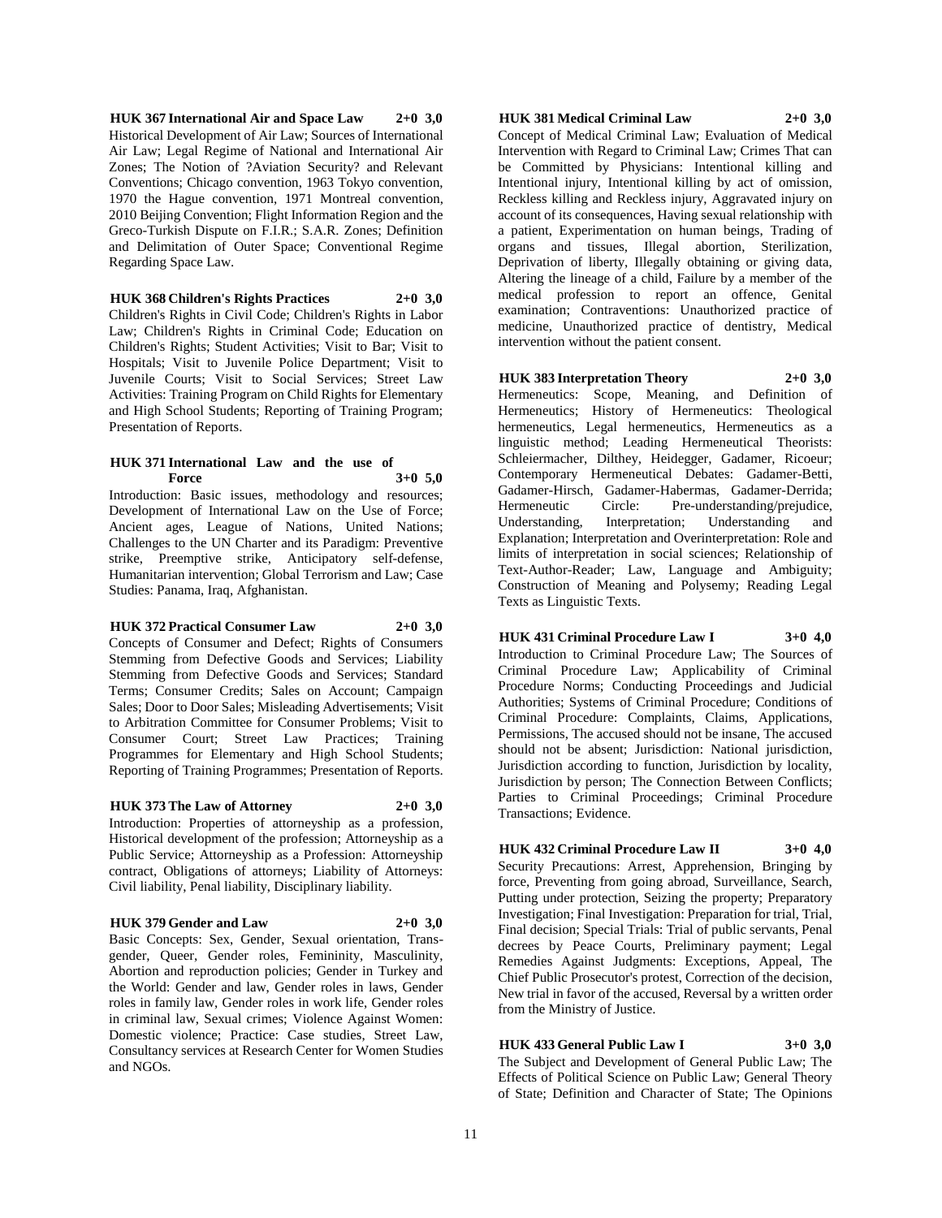**HUK 367 International Air and Space Law 2+0 3,0**

Historical Development of Air Law; Sources of International Air Law; Legal Regime of National and International Air Zones; The Notion of ?Aviation Security? and Relevant Conventions; Chicago convention, 1963 Tokyo convention, 1970 the Hague convention, 1971 Montreal convention, 2010 Beijing Convention; Flight Information Region and the Greco-Turkish Dispute on F.I.R.; S.A.R. Zones; Definition and Delimitation of Outer Space; Conventional Regime Regarding Space Law.

**HUK 368 Children's Rights Practices 2+0 3,0**

Children's Rights in Civil Code; Children's Rights in Labor Law; Children's Rights in Criminal Code; Education on Children's Rights; Student Activities; Visit to Bar; Visit to Hospitals; Visit to Juvenile Police Department; Visit to Juvenile Courts; Visit to Social Services; Street Law Activities: Training Program on Child Rights for Elementary and High School Students; Reporting of Training Program; Presentation of Reports.

**HUK 371 International Law and the use of Force 3+0 5,0**

Introduction: Basic issues, methodology and resources; Development of International Law on the Use of Force; Ancient ages, League of Nations, United Nations; Challenges to the UN Charter and its Paradigm: Preventive strike, Preemptive strike, Anticipatory self-defense, Humanitarian intervention; Global Terrorism and Law; Case Studies: Panama, Iraq, Afghanistan.

**HUK 372 Practical Consumer Law 2+0 3,0**

Concepts of Consumer and Defect; Rights of Consumers Stemming from Defective Goods and Services; Liability Stemming from Defective Goods and Services; Standard Terms; Consumer Credits; Sales on Account; Campaign Sales; Door to Door Sales; Misleading Advertisements; Visit to Arbitration Committee for Consumer Problems; Visit to Consumer Court; Street Law Practices; Training Programmes for Elementary and High School Students; Reporting of Training Programmes; Presentation of Reports.

**HUK 373 The Law of Attorney 2+0 3,0**

Introduction: Properties of attorneyship as a profession, Historical development of the profession; Attorneyship as a Public Service; Attorneyship as a Profession: Attorneyship contract, Obligations of attorneys; Liability of Attorneys: Civil liability, Penal liability, Disciplinary liability.

**HUK 379 Gender and Law 2+0 3,0**

Basic Concepts: Sex, Gender, Sexual orientation, Trans-gender, Queer, Gender roles, Femininity, Masculinity, Abortion and reproduction policies; Gender in Turkey and the World: Gender and law, Gender roles in laws, Gender roles in family law, Gender roles in work life, Gender roles in criminal law, Sexual crimes; Violence Against Women: Domestic violence; Practice: Case studies, Street Law, Consultancy services at Research Center for Women Studies and NGOs.

**HUK 381 Medical Criminal Law 2+0 3,0**

Concept of Medical Criminal Law; Evaluation of Medical Intervention with Regard to Criminal Law; Crimes That can be Committed by Physicians: Intentional killing and Intentional injury, Intentional killing by act of omission, Reckless killing and Reckless injury, Aggravated injury on account of its consequences, Having sexual relationship with a patient, Experimentation on human beings, Trading of organs and tissues, Illegal abortion, Sterilization, Deprivation of liberty, Illegally obtaining or giving data, Altering the lineage of a child, Failure by a member of the medical profession to report an offence, Genital examination; Contraventions: Unauthorized practice of medicine, Unauthorized practice of dentistry, Medical intervention without the patient consent.

**HUK 383 Interpretation Theory 2+0 3,0**

Hermeneutics: Scope, Meaning, and Definition of Hermeneutics; History of Hermeneutics: Theological hermeneutics, Legal hermeneutics, Hermeneutics as a linguistic method; Leading Hermeneutical Theorists: Schleiermacher, Dilthey, Heidegger, Gadamer, Ricoeur; Contemporary Hermeneutical Debates: Gadamer-Betti, Gadamer-Hirsch, Gadamer-Habermas, Gadamer-Derrida; Hermeneutic Circle: Pre-understanding/prejudice, Understanding, Interpretation; Understanding and Explanation; Interpretation and Overinterpretation: Role and limits of interpretation in social sciences; Relationship of Text-Author-Reader; Law, Language and Ambiguity; Construction of Meaning and Polysemy; Reading Legal Texts as Linguistic Texts.

**HUK 431 Criminal Procedure Law I 3+0 4,0**

Introduction to Criminal Procedure Law; The Sources of Criminal Procedure Law; Applicability of Criminal Procedure Norms; Conducting Proceedings and Judicial Authorities; Systems of Criminal Procedure; Conditions of Criminal Procedure: Complaints, Claims, Applications, Permissions, The accused should not be insane, The accused should not be absent; Jurisdiction: National jurisdiction, Jurisdiction according to function, Jurisdiction by locality, Jurisdiction by person; The Connection Between Conflicts; Parties to Criminal Proceedings; Criminal Procedure Transactions; Evidence.

**HUK 432 Criminal Procedure Law II 3+0 4,0**

Security Precautions: Arrest, Apprehension, Bringing by force, Preventing from going abroad, Surveillance, Search, Putting under protection, Seizing the property; Preparatory Investigation; Final Investigation: Preparation for trial, Trial, Final decision; Special Trials: Trial of public servants, Penal decrees by Peace Courts, Preliminary payment; Legal Remedies Against Judgments: Exceptions, Appeal, The Chief Public Prosecutor's protest, Correction of the decision, New trial in favor of the accused, Reversal by a written order from the Ministry of Justice.

**HUK 433 General Public Law I 3+0 3,0**

The Subject and Development of General Public Law; The Effects of Political Science on Public Law; General Theory of State; Definition and Character of State; The Opinions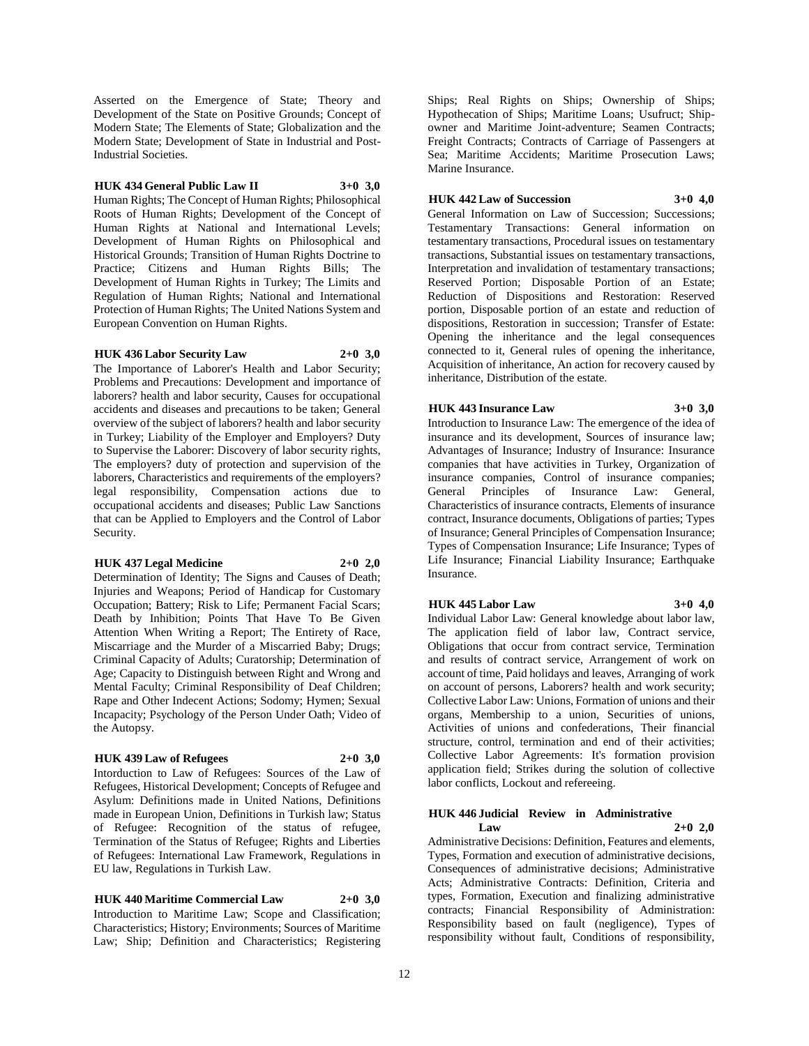Asserted on the Emergence of State; Theory and Development of the State on Positive Grounds; Concept of Modern State; The Elements of State; Globalization and the Modern State; Development of State in Industrial and Post-Industrial Societies.

**HUK 434 General Public Law II 3+0 3,0**

Human Rights; The Concept of Human Rights; Philosophical Roots of Human Rights; Development of the Concept of Human Rights at National and International Levels; Development of Human Rights on Philosophical and Historical Grounds; Transition of Human Rights Doctrine to Practice; Citizens and Human Rights Bills; The Development of Human Rights in Turkey; The Limits and Regulation of Human Rights; National and International Protection of Human Rights; The United Nations System and European Convention on Human Rights.

**HUK 436 Labor Security Law 2+0 3,0**

The Importance of Laborer's Health and Labor Security; Problems and Precautions: Development and importance of laborers? health and labor security, Causes for occupational accidents and diseases and precautions to be taken; General overview of the subject of laborers? health and labor security in Turkey; Liability of the Employer and Employers? Duty to Supervise the Laborer: Discovery of labor security rights, The employers? duty of protection and supervision of the laborers, Characteristics and requirements of the employers? legal responsibility, Compensation actions due to occupational accidents and diseases; Public Law Sanctions that can be Applied to Employers and the Control of Labor Security.

**HUK 437 Legal Medicine 2+0 2,0**

Determination of Identity; The Signs and Causes of Death; Injuries and Weapons; Period of Handicap for Customary Occupation; Battery; Risk to Life; Permanent Facial Scars; Death by Inhibition; Points That Have To Be Given Attention When Writing a Report; The Entirety of Race, Miscarriage and the Murder of a Miscarried Baby; Drugs; Criminal Capacity of Adults; Curatorship; Determination of Age; Capacity to Distinguish between Right and Wrong and Mental Faculty; Criminal Responsibility of Deaf Children; Rape and Other Indecent Actions; Sodomy; Hymen; Sexual Incapacity; Psychology of the Person Under Oath; Video of the Autopsy.

**HUK 439 Law of Refugees 2+0 3,0**

Intorduction to Law of Refugees: Sources of the Law of Refugees, Historical Development; Concepts of Refugee and Asylum: Definitions made in United Nations, Definitions made in European Union, Definitions in Turkish law; Status of Refugee: Recognition of the status of refugee, Termination of the Status of Refugee; Rights and Liberties of Refugees: International Law Framework, Regulations in EU law, Regulations in Turkish Law.

**HUK 440 Maritime Commercial Law 2+0 3,0**

Introduction to Maritime Law; Scope and Classification; Characteristics; History; Environments; Sources of Maritime Law; Ship; Definition and Characteristics; Registering Ships; Real Rights on Ships; Ownership of Ships; Hypothecation of Ships; Maritime Loans; Usufruct; Ship-owner and Maritime Joint-adventure; Seamen Contracts; Freight Contracts; Contracts of Carriage of Passengers at Sea; Maritime Accidents; Maritime Prosecution Laws; Marine Insurance.

**HUK 442 Law of Succession 3+0 4,0**

General Information on Law of Succession; Successions; Testamentary Transactions: General information on testamentary transactions, Procedural issues on testamentary transactions, Substantial issues on testamentary transactions, Interpretation and invalidation of testamentary transactions; Reserved Portion; Disposable Portion of an Estate; Reduction of Dispositions and Restoration: Reserved portion, Disposable portion of an estate and reduction of dispositions, Restoration in succession; Transfer of Estate: Opening the inheritance and the legal consequences connected to it, General rules of opening the inheritance, Acquisition of inheritance, An action for recovery caused by inheritance, Distribution of the estate.

**HUK 443 Insurance Law 3+0 3,0**

Introduction to Insurance Law: The emergence of the idea of insurance and its development, Sources of insurance law; Advantages of Insurance; Industry of Insurance: Insurance companies that have activities in Turkey, Organization of insurance companies, Control of insurance companies; General Principles of Insurance Law: General, Characteristics of insurance contracts, Elements of insurance contract, Insurance documents, Obligations of parties; Types of Insurance; General Principles of Compensation Insurance; Types of Compensation Insurance; Life Insurance; Types of Life Insurance; Financial Liability Insurance; Earthquake Insurance.

**HUK 445 Labor Law 3+0 4,0**

Individual Labor Law: General knowledge about labor law, The application field of labor law, Contract service, Obligations that occur from contract service, Termination and results of contract service, Arrangement of work on account of time, Paid holidays and leaves, Arranging of work on account of persons, Laborers? health and work security; Collective Labor Law: Unions, Formation of unions and their organs, Membership to a union, Securities of unions, Activities of unions and confederations, Their financial structure, control, termination and end of their activities; Collective Labor Agreements: It's formation provision application field; Strikes during the solution of collective labor conflicts, Lockout and refereeing.

**HUK 446 Judicial Review in Administrative Law 2+0 2,0**

Administrative Decisions: Definition, Features and elements, Types, Formation and execution of administrative decisions, Consequences of administrative decisions; Administrative Acts; Administrative Contracts: Definition, Criteria and types, Formation, Execution and finalizing administrative contracts; Financial Responsibility of Administration: Responsibility based on fault (negligence), Types of responsibility without fault, Conditions of responsibility,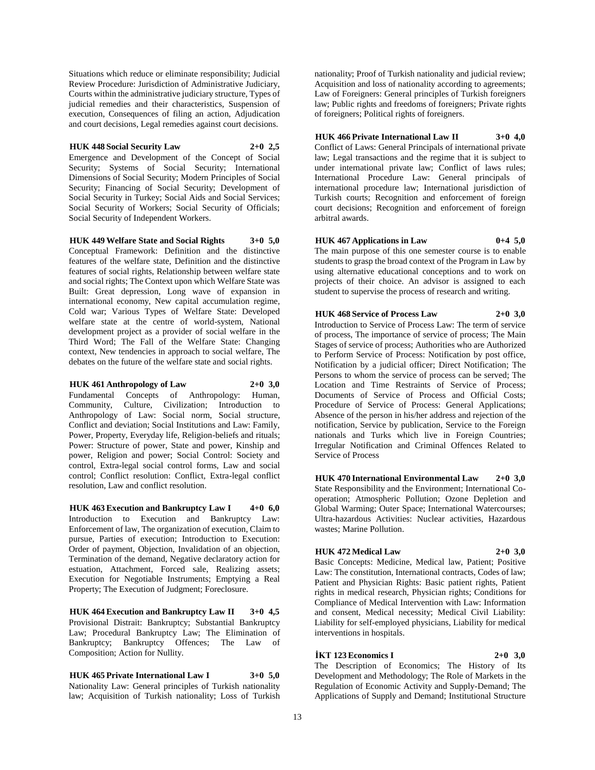Situations which reduce or eliminate responsibility; Judicial Review Procedure: Jurisdiction of Administrative Judiciary, Courts within the administrative judiciary structure, Types of judicial remedies and their characteristics, Suspension of execution, Consequences of filing an action, Adjudication and court decisions, Legal remedies against court decisions.

**HUK 448 Social Security Law 2+0 2,5**

Emergence and Development of the Concept of Social Security; Systems of Social Security; International Dimensions of Social Security; Modern Principles of Social Security; Financing of Social Security; Development of Social Security in Turkey; Social Aids and Social Services; Social Security of Workers; Social Security of Officials; Social Security of Independent Workers.

**HUK 449 Welfare State and Social Rights 3+0 5,0**

Conceptual Framework: Definition and the distinctive features of the welfare state, Definition and the distinctive features of social rights, Relationship between welfare state and social rights; The Context upon which Welfare State was Built: Great depression, Long wave of expansion in international economy, New capital accumulation regime, Cold war; Various Types of Welfare State: Developed welfare state at the centre of world-system, National development project as a provider of social welfare in the Third Word; The Fall of the Welfare State: Changing context, New tendencies in approach to social welfare, The debates on the future of the welfare state and social rights.

**HUK 461 Anthropology of Law 2+0 3,0**

Fundamental Concepts of Anthropology: Human, Community, Culture, Civilization; Introduction to Anthropology of Law: Social norm, Social structure, Conflict and deviation; Social Institutions and Law: Family, Power, Property, Everyday life, Religion-beliefs and rituals; Power: Structure of power, State and power, Kinship and power, Religion and power; Social Control: Society and control, Extra-legal social control forms, Law and social control; Conflict resolution: Conflict, Extra-legal conflict resolution, Law and conflict resolution.

**HUK 463 Execution and Bankruptcy Law I 4+0 6,0**

Introduction to Execution and Bankruptcy Law: Enforcement of law, The organization of execution, Claim to pursue, Parties of execution; Introduction to Execution: Order of payment, Objection, Invalidation of an objection, Termination of the demand, Negative declaratory action for estuation, Attachment, Forced sale, Realizing assets; Execution for Negotiable Instruments; Emptying a Real Property; The Execution of Judgment; Foreclosure.

**HUK 464 Execution and Bankruptcy Law II 3+0 4,5**

Provisional Distrait: Bankruptcy; Substantial Bankruptcy Law; Procedural Bankruptcy Law; The Elimination of Bankruptcy; Bankruptcy Offences; The Law of Composition; Action for Nullity.

**HUK 465 Private International Law I 3+0 5,0**

Nationality Law: General principles of Turkish nationality law; Acquisition of Turkish nationality; Loss of Turkish nationality; Proof of Turkish nationality and judicial review; Acquisition and loss of nationality according to agreements; Law of Foreigners: General principles of Turkish foreigners law; Public rights and freedoms of foreigners; Private rights of foreigners; Political rights of foreigners.

**HUK 466 Private International Law II 3+0 4,0**

Conflict of Laws: General Principals of international private law; Legal transactions and the regime that it is subject to under international private law; Conflict of laws rules; International Procedure Law: General principals of international procedure law; International jurisdiction of Turkish courts; Recognition and enforcement of foreign court decisions; Recognition and enforcement of foreign arbitral awards.

**HUK 467 Applications in Law 0+4 5,0**

The main purpose of this one semester course is to enable students to grasp the broad context of the Program in Law by using alternative educational conceptions and to work on projects of their choice. An advisor is assigned to each student to supervise the process of research and writing.

**HUK 468 Service of Process Law 2+0 3,0**

Introduction to Service of Process Law: The term of service of process, The importance of service of process; The Main Stages of service of process; Authorities who are Authorized to Perform Service of Process: Notification by post office, Notification by a judicial officer; Direct Notification; The Persons to whom the service of process can be served; The Location and Time Restraints of Service of Process; Documents of Service of Process and Official Costs; Procedure of Service of Process: General Applications; Absence of the person in his/her address and rejection of the notification, Service by publication, Service to the Foreign nationals and Turks which live in Foreign Countries; Irregular Notification and Criminal Offences Related to Service of Process

**HUK 470 International Environmental Law 2+0 3,0**

State Responsibility and the Environment; International Co-operation; Atmospheric Pollution; Ozone Depletion and Global Warming; Outer Space; International Watercourses; Ultra-hazardous Activities: Nuclear activities, Hazardous wastes; Marine Pollution.

**HUK 472 Medical Law 2+0 3,0**

Basic Concepts: Medicine, Medical law, Patient; Positive Law: The constitution, International contracts, Codes of law; Patient and Physician Rights: Basic patient rights, Patient rights in medical research, Physician rights; Conditions for Compliance of Medical Intervention with Law: Information and consent, Medical necessity; Medical Civil Liability: Liability for self-employed physicians, Liability for medical interventions in hospitals.

**İKT 123 Economics I 2+0 3,0**

The Description of Economics; The History of Its Development and Methodology; The Role of Markets in the Regulation of Economic Activity and Supply-Demand; The Applications of Supply and Demand; Institutional Structure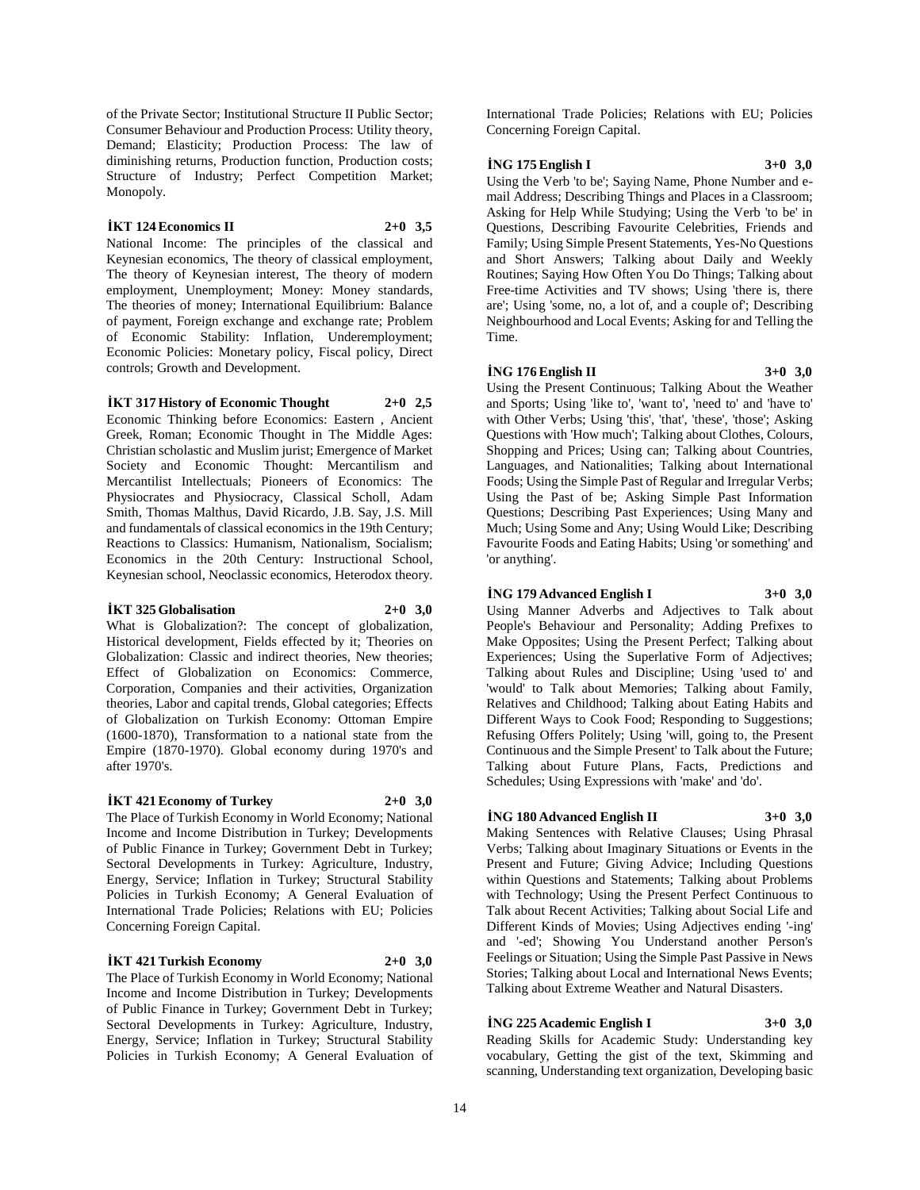of the Private Sector; Institutional Structure II Public Sector; Consumer Behaviour and Production Process: Utility theory, Demand; Elasticity; Production Process: The law of diminishing returns, Production function, Production costs; Structure of Industry; Perfect Competition Market; Monopoly.

**İKT 124 Economics II 2+0 3,5**

National Income: The principles of the classical and Keynesian economics, The theory of classical employment, The theory of Keynesian interest, The theory of modern employment, Unemployment; Money: Money standards, The theories of money; International Equilibrium: Balance of payment, Foreign exchange and exchange rate; Problem of Economic Stability: Inflation, Underemployment; Economic Policies: Monetary policy, Fiscal policy, Direct controls; Growth and Development.

**İKT 317 History of Economic Thought 2+0 2,5**

Economic Thinking before Economics: Eastern , Ancient Greek, Roman; Economic Thought in The Middle Ages: Christian scholastic and Muslim jurist; Emergence of Market Society and Economic Thought: Mercantilism and Mercantilist Intellectuals; Pioneers of Economics: The Physiocrates and Physiocracy, Classical Scholl, Adam Smith, Thomas Malthus, David Ricardo, J.B. Say, J.S. Mill and fundamentals of classical economics in the 19th Century; Reactions to Classics: Humanism, Nationalism, Socialism; Economics in the 20th Century: Instructional School, Keynesian school, Neoclassic economics, Heterodox theory.

**İKT 325 Globalisation 2+0 3,0**

What is Globalization?: The concept of globalization, Historical development, Fields effected by it; Theories on Globalization: Classic and indirect theories, New theories; Effect of Globalization on Economics: Commerce, Corporation, Companies and their activities, Organization theories, Labor and capital trends, Global categories; Effects of Globalization on Turkish Economy: Ottoman Empire (1600-1870), Transformation to a national state from the Empire (1870-1970). Global economy during 1970's and after 1970's.

**İKT 421 Economy of Turkey 2+0 3,0**

The Place of Turkish Economy in World Economy; National Income and Income Distribution in Turkey; Developments of Public Finance in Turkey; Government Debt in Turkey; Sectoral Developments in Turkey: Agriculture, Industry, Energy, Service; Inflation in Turkey; Structural Stability Policies in Turkish Economy; A General Evaluation of International Trade Policies; Relations with EU; Policies Concerning Foreign Capital.

**İKT 421 Turkish Economy 2+0 3,0**

The Place of Turkish Economy in World Economy; National Income and Income Distribution in Turkey; Developments of Public Finance in Turkey; Government Debt in Turkey; Sectoral Developments in Turkey: Agriculture, Industry, Energy, Service; Inflation in Turkey; Structural Stability Policies in Turkish Economy; A General Evaluation of International Trade Policies; Relations with EU; Policies Concerning Foreign Capital.

**İNG 175 English I 3+0 3,0**

Using the Verb 'to be'; Saying Name, Phone Number and e-mail Address; Describing Things and Places in a Classroom; Asking for Help While Studying; Using the Verb 'to be' in Questions, Describing Favourite Celebrities, Friends and Family; Using Simple Present Statements, Yes-No Questions and Short Answers; Talking about Daily and Weekly Routines; Saying How Often You Do Things; Talking about Free-time Activities and TV shows; Using 'there is, there are'; Using 'some, no, a lot of, and a couple of'; Describing Neighbourhood and Local Events; Asking for and Telling the Time.

**İNG 176 English II 3+0 3,0**

Using the Present Continuous; Talking About the Weather and Sports; Using 'like to', 'want to', 'need to' and 'have to' with Other Verbs; Using 'this', 'that', 'these', 'those'; Asking Questions with 'How much'; Talking about Clothes, Colours, Shopping and Prices; Using can; Talking about Countries, Languages, and Nationalities; Talking about International Foods; Using the Simple Past of Regular and Irregular Verbs; Using the Past of be; Asking Simple Past Information Questions; Describing Past Experiences; Using Many and Much; Using Some and Any; Using Would Like; Describing Favourite Foods and Eating Habits; Using 'or something' and 'or anything'.

**İNG 179 Advanced English I 3+0 3,0**

Using Manner Adverbs and Adjectives to Talk about People's Behaviour and Personality; Adding Prefixes to Make Opposites; Using the Present Perfect; Talking about Experiences; Using the Superlative Form of Adjectives; Talking about Rules and Discipline; Using 'used to' and 'would' to Talk about Memories; Talking about Family, Relatives and Childhood; Talking about Eating Habits and Different Ways to Cook Food; Responding to Suggestions; Refusing Offers Politely; Using 'will, going to, the Present Continuous and the Simple Present' to Talk about the Future; Talking about Future Plans, Facts, Predictions and Schedules; Using Expressions with 'make' and 'do'.

**İNG 180 Advanced English II 3+0 3,0**

Making Sentences with Relative Clauses; Using Phrasal Verbs; Talking about Imaginary Situations or Events in the Present and Future; Giving Advice; Including Questions within Questions and Statements; Talking about Problems with Technology; Using the Present Perfect Continuous to Talk about Recent Activities; Talking about Social Life and Different Kinds of Movies; Using Adjectives ending '-ing' and '-ed'; Showing You Understand another Person's Feelings or Situation; Using the Simple Past Passive in News Stories; Talking about Local and International News Events; Talking about Extreme Weather and Natural Disasters.

**İNG 225 Academic English I 3+0 3,0**

Reading Skills for Academic Study: Understanding key vocabulary, Getting the gist of the text, Skimming and scanning, Understanding text organization, Developing basic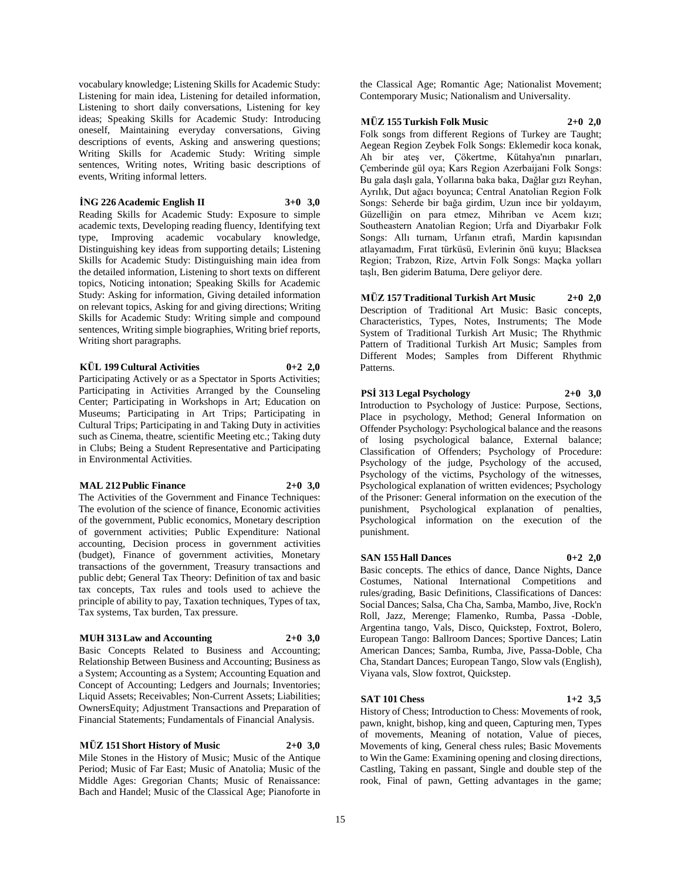vocabulary knowledge; Listening Skills for Academic Study: Listening for main idea, Listening for detailed information, Listening to short daily conversations, Listening for key ideas; Speaking Skills for Academic Study: Introducing oneself, Maintaining everyday conversations, Giving descriptions of events, Asking and answering questions; Writing Skills for Academic Study: Writing simple sentences, Writing notes, Writing basic descriptions of events, Writing informal letters.

**İNG 226 Academic English II 3+0 3,0**

Reading Skills for Academic Study: Exposure to simple academic texts, Developing reading fluency, Identifying text type, Improving academic vocabulary knowledge, Distinguishing key ideas from supporting details; Listening Skills for Academic Study: Distinguishing main idea from the detailed information, Listening to short texts on different topics, Noticing intonation; Speaking Skills for Academic Study: Asking for information, Giving detailed information on relevant topics, Asking for and giving directions; Writing Skills for Academic Study: Writing simple and compound sentences, Writing simple biographies, Writing brief reports, Writing short paragraphs.

**KÜL 199 Cultural Activities 0+2 2,0**

Participating Actively or as a Spectator in Sports Activities; Participating in Activities Arranged by the Counseling Center; Participating in Workshops in Art; Education on Museums; Participating in Art Trips; Participating in Cultural Trips; Participating in and Taking Duty in activities such as Cinema, theatre, scientific Meeting etc.; Taking duty in Clubs; Being a Student Representative and Participating in Environmental Activities.

**MAL 212 Public Finance 2+0 3,0**

The Activities of the Government and Finance Techniques: The evolution of the science of finance, Economic activities of the government, Public economics, Monetary description of government activities; Public Expenditure: National accounting, Decision process in government activities (budget), Finance of government activities, Monetary transactions of the government, Treasury transactions and public debt; General Tax Theory: Definition of tax and basic tax concepts, Tax rules and tools used to achieve the principle of ability to pay, Taxation techniques, Types of tax, Tax systems, Tax burden, Tax pressure.

**MUH 313 Law and Accounting 2+0 3,0**

Basic Concepts Related to Business and Accounting; Relationship Between Business and Accounting; Business as a System; Accounting as a System; Accounting Equation and Concept of Accounting; Ledgers and Journals; Inventories; Liquid Assets; Receivables; Non-Current Assets; Liabilities; OwnersEquity; Adjustment Transactions and Preparation of Financial Statements; Fundamentals of Financial Analysis.

**MÜZ 151 Short History of Music 2+0 3,0**

Mile Stones in the History of Music; Music of the Antique Period; Music of Far East; Music of Anatolia; Music of the Middle Ages: Gregorian Chants; Music of Renaissance: Bach and Handel; Music of the Classical Age; Pianoforte in the Classical Age; Romantic Age; Nationalist Movement; Contemporary Music; Nationalism and Universality.

**MÜZ 155 Turkish Folk Music 2+0 2,0**

Folk songs from different Regions of Turkey are Taught; Aegean Region Zeybek Folk Songs: Eklemedir koca konak, Ah bir ateş ver, Çökertme, Kütahya'nın pınarları, Çemberinde gül oya; Kars Region Azerbaijani Folk Songs: Bu gala daşlı gala, Yollarına baka baka, Dağlar gızı Reyhan, Ayrılık, Dut ağacı boyunca; Central Anatolian Region Folk Songs: Seherde bir bağa girdim, Uzun ince bir yoldayım, Güzelliğin on para etmez, Mihriban ve Acem kızı; Southeastern Anatolian Region; Urfa and Diyarbakır Folk Songs: Allı turnam, Urfanın etrafı, Mardin kapısından atlayamadım, Fırat türküsü, Evlerinin önü kuyu; Blacksea Region; Trabzon, Rize, Artvin Folk Songs: Maçka yolları taşlı, Ben giderim Batuma, Dere geliyor dere.

**MÜZ 157 Traditional Turkish Art Music 2+0 2,0**

Description of Traditional Art Music: Basic concepts, Characteristics, Types, Notes, Instruments; The Mode System of Traditional Turkish Art Music; The Rhythmic Pattern of Traditional Turkish Art Music; Samples from Different Modes; Samples from Different Rhythmic Patterns.

**PSİ 313 Legal Psychology 2+0 3,0**

Introduction to Psychology of Justice: Purpose, Sections, Place in psychology, Method; General Information on Offender Psychology: Psychological balance and the reasons of losing psychological balance, External balance; Classification of Offenders; Psychology of Procedure: Psychology of the judge, Psychology of the accused, Psychology of the victims, Psychology of the witnesses, Psychological explanation of written evidences; Psychology of the Prisoner: General information on the execution of the punishment, Psychological explanation of penalties, Psychological information on the execution of the punishment.

**SAN 155 Hall Dances 0+2 2,0**

Basic concepts. The ethics of dance, Dance Nights, Dance Costumes, National International Competitions and rules/grading, Basic Definitions, Classifications of Dances: Social Dances; Salsa, Cha Cha, Samba, Mambo, Jive, Rock'n Roll, Jazz, Merenge; Flamenko, Rumba, Passa -Doble, Argentina tango, Vals, Disco, Quickstep, Foxtrot, Bolero, European Tango: Ballroom Dances; Sportive Dances; Latin American Dances; Samba, Rumba, Jive, Passa-Doble, Cha Cha, Standart Dances; European Tango, Slow vals (English), Viyana vals, Slow foxtrot, Quickstep.

**SAT 101 Chess 1+2 3,5**

History of Chess; Introduction to Chess: Movements of rook, pawn, knight, bishop, king and queen, Capturing men, Types of movements, Meaning of notation, Value of pieces, Movements of king, General chess rules; Basic Movements to Win the Game: Examining opening and closing directions, Castling, Taking en passant, Single and double step of the rook, Final of pawn, Getting advantages in the game;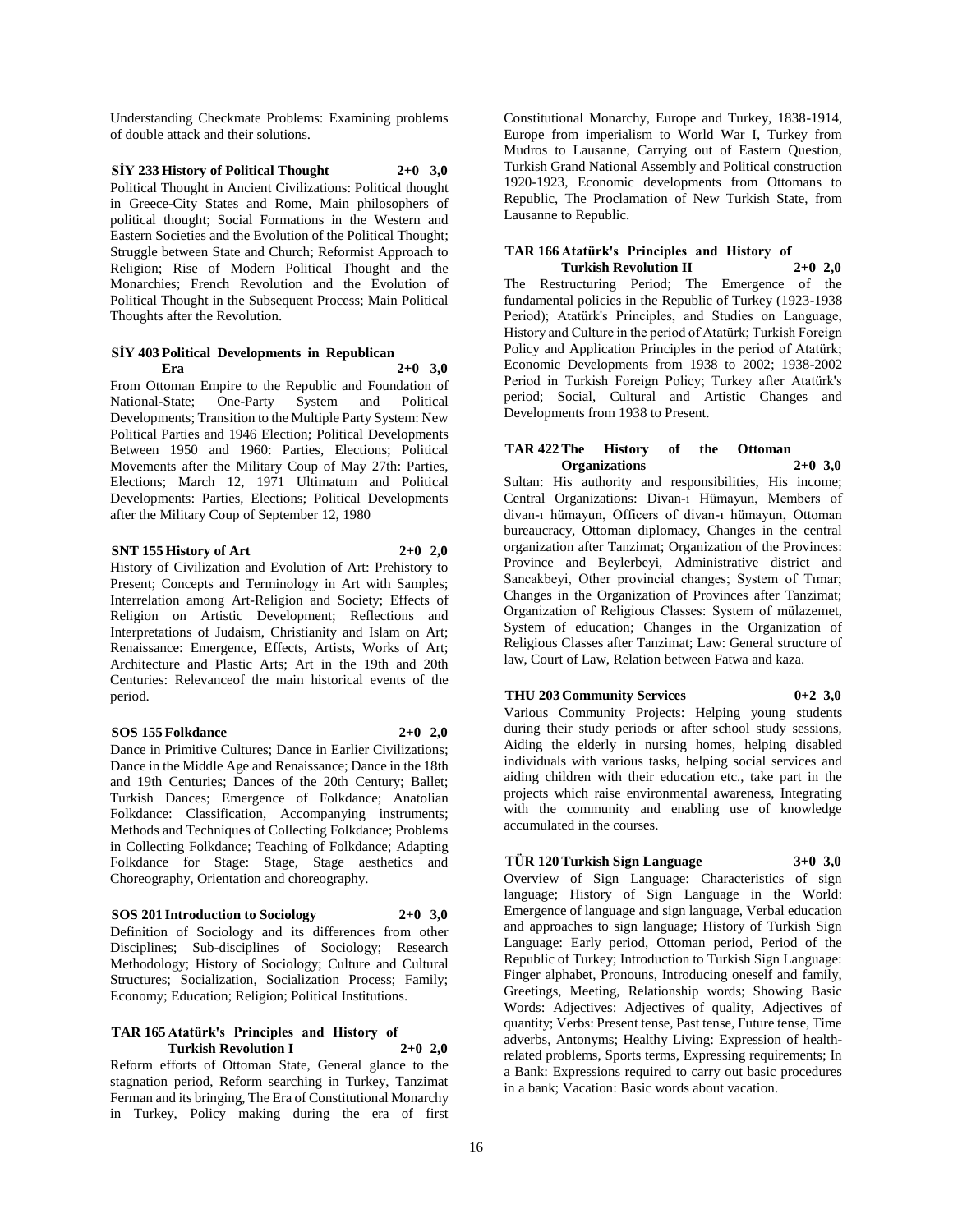Understanding Checkmate Problems: Examining problems of double attack and their solutions.

**SİY 233 History of Political Thought 2+0 3,0**

Political Thought in Ancient Civilizations: Political thought in Greece-City States and Rome, Main philosophers of political thought; Social Formations in the Western and Eastern Societies and the Evolution of the Political Thought; Struggle between State and Church; Reformist Approach to Religion; Rise of Modern Political Thought and the Monarchies; French Revolution and the Evolution of Political Thought in the Subsequent Process; Main Political Thoughts after the Revolution.

**SİY 403 Political Developments in Republican Era 2+0 3,0**

From Ottoman Empire to the Republic and Foundation of National-State; One-Party System and Political Developments; Transition to the Multiple Party System: New Political Parties and 1946 Election; Political Developments Between 1950 and 1960: Parties, Elections; Political Movements after the Military Coup of May 27th: Parties, Elections; March 12, 1971 Ultimatum and Political Developments: Parties, Elections; Political Developments after the Military Coup of September 12, 1980

**SNT 155 History of Art 2+0 2,0**

History of Civilization and Evolution of Art: Prehistory to Present; Concepts and Terminology in Art with Samples; Interrelation among Art-Religion and Society; Effects of Religion on Artistic Development; Reflections and Interpretations of Judaism, Christianity and Islam on Art; Renaissance: Emergence, Effects, Artists, Works of Art; Architecture and Plastic Arts; Art in the 19th and 20th Centuries: Relevanceof the main historical events of the period.

**SOS 155 Folkdance 2+0 2,0**

Dance in Primitive Cultures; Dance in Earlier Civilizations; Dance in the Middle Age and Renaissance; Dance in the 18th and 19th Centuries; Dances of the 20th Century; Ballet; Turkish Dances; Emergence of Folkdance; Anatolian Folkdance: Classification, Accompanying instruments; Methods and Techniques of Collecting Folkdance; Problems in Collecting Folkdance; Teaching of Folkdance; Adapting Folkdance for Stage: Stage, Stage aesthetics and Choreography, Orientation and choreography.

**SOS 201 Introduction to Sociology 2+0 3,0**

Definition of Sociology and its differences from other Disciplines; Sub-disciplines of Sociology; Research Methodology; History of Sociology; Culture and Cultural Structures; Socialization, Socialization Process; Family; Economy; Education; Religion; Political Institutions.

**TAR 165 Atatürk's Principles and History of Turkish Revolution I 2+0 2,0**

Reform efforts of Ottoman State, General glance to the stagnation period, Reform searching in Turkey, Tanzimat Ferman and its bringing, The Era of Constitutional Monarchy in Turkey, Policy making during the era of first Constitutional Monarchy, Europe and Turkey, 1838-1914, Europe from imperialism to World War I, Turkey from Mudros to Lausanne, Carrying out of Eastern Question, Turkish Grand National Assembly and Political construction 1920-1923, Economic developments from Ottomans to Republic, The Proclamation of New Turkish State, from Lausanne to Republic.

**TAR 166 Atatürk's Principles and History of Turkish Revolution II 2+0 2,0**

The Restructuring Period; The Emergence of the fundamental policies in the Republic of Turkey (1923-1938 Period); Atatürk's Principles, and Studies on Language, History and Culture in the period of Atatürk; Turkish Foreign Policy and Application Principles in the period of Atatürk; Economic Developments from 1938 to 2002; 1938-2002 Period in Turkish Foreign Policy; Turkey after Atatürk's period; Social, Cultural and Artistic Changes and Developments from 1938 to Present.

**TAR 422 The History of the Ottoman Organizations 2+0 3,0**

Sultan: His authority and responsibilities, His income; Central Organizations: Divan-ı Hümayun, Members of divan-ı hümayun, Officers of divan-ı hümayun, Ottoman bureaucracy, Ottoman diplomacy, Changes in the central organization after Tanzimat; Organization of the Provinces: Province and Beylerbeyi, Administrative district and Sancakbeyi, Other provincial changes; System of Tımar; Changes in the Organization of Provinces after Tanzimat; Organization of Religious Classes: System of mülazemet, System of education; Changes in the Organization of Religious Classes after Tanzimat; Law: General structure of law, Court of Law, Relation between Fatwa and kaza.

**THU 203 Community Services 0+2 3,0**

Various Community Projects: Helping young students during their study periods or after school study sessions, Aiding the elderly in nursing homes, helping disabled individuals with various tasks, helping social services and aiding children with their education etc., take part in the projects which raise environmental awareness, Integrating with the community and enabling use of knowledge accumulated in the courses.

**TÜR 120 Turkish Sign Language 3+0 3,0**

Overview of Sign Language: Characteristics of sign language; History of Sign Language in the World: Emergence of language and sign language, Verbal education and approaches to sign language; History of Turkish Sign Language: Early period, Ottoman period, Period of the Republic of Turkey; Introduction to Turkish Sign Language: Finger alphabet, Pronouns, Introducing oneself and family, Greetings, Meeting, Relationship words; Showing Basic Words: Adjectives: Adjectives of quality, Adjectives of quantity; Verbs: Present tense, Past tense, Future tense, Time adverbs, Antonyms; Healthy Living: Expression of health-related problems, Sports terms, Expressing requirements; In a Bank: Expressions required to carry out basic procedures in a bank; Vacation: Basic words about vacation.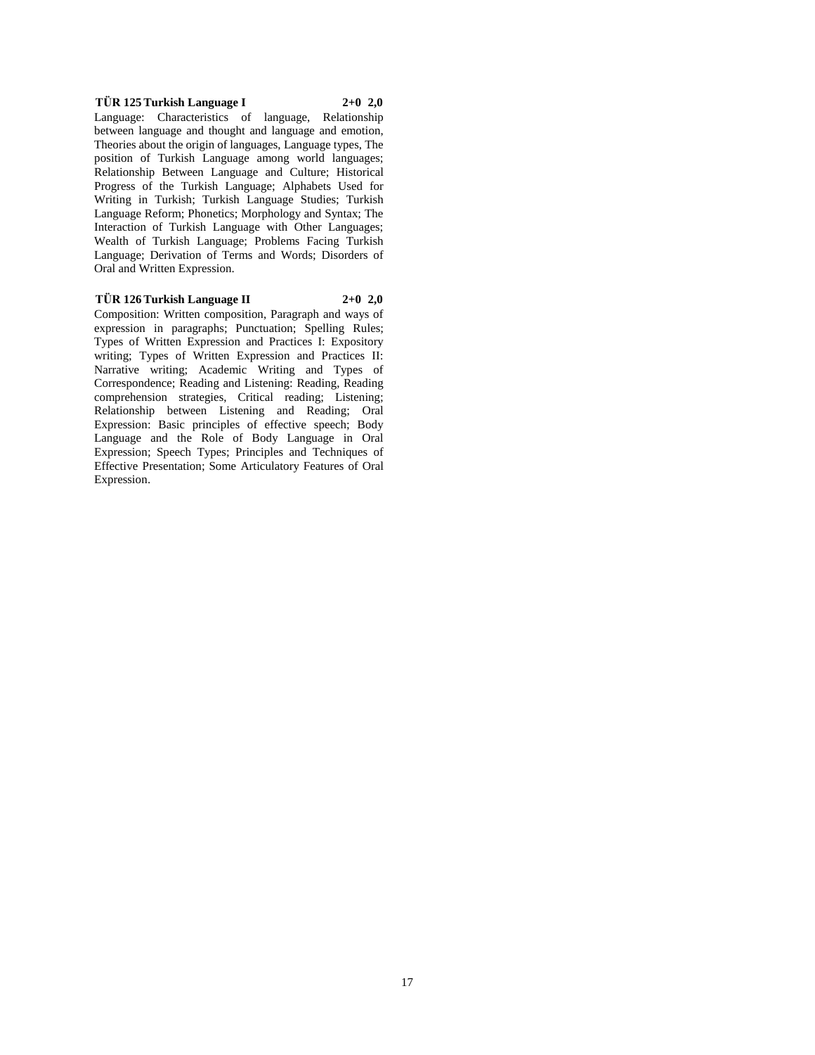**TÜR 125 Turkish Language I 2+0 2,0**

Language: Characteristics of language, Relationship between language and thought and language and emotion, Theories about the origin of languages, Language types, The position of Turkish Language among world languages; Relationship Between Language and Culture; Historical Progress of the Turkish Language; Alphabets Used for Writing in Turkish; Turkish Language Studies; Turkish Language Reform; Phonetics; Morphology and Syntax; The Interaction of Turkish Language with Other Languages; Wealth of Turkish Language; Problems Facing Turkish Language; Derivation of Terms and Words; Disorders of Oral and Written Expression.

**TÜR 126 Turkish Language II 2+0 2,0**

Composition: Written composition, Paragraph and ways of expression in paragraphs; Punctuation; Spelling Rules; Types of Written Expression and Practices I: Expository writing; Types of Written Expression and Practices II: Narrative writing; Academic Writing and Types of Correspondence; Reading and Listening: Reading, Reading comprehension strategies, Critical reading; Listening; Relationship between Listening and Reading; Oral Expression: Basic principles of effective speech; Body Language and the Role of Body Language in Oral Expression; Speech Types; Principles and Techniques of Effective Presentation; Some Articulatory Features of Oral Expression.